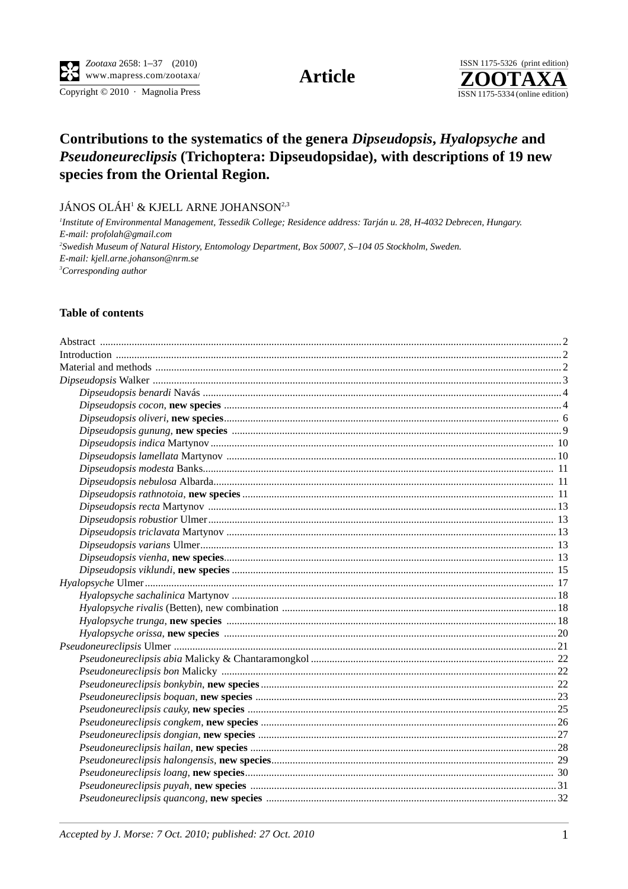# Contributions to the systematics of the genera *Dipseudopsis*, *Hyalopsyche* and *Pseudoneureclipsis* (Trichoptera: Dipseudopsidae), with descriptions of 19 new species from the Oriental Region.

JÁNOS OLÁH[1] & KJELL ARNE JOHANSON[2,3]

[1]*Institute of Environmental Management, Tessedik College; Residence address: Tarján u. 28, H-4032 Debrecen, Hungary. E-mail: profolah@gmail.com*

[2]*Swedish Museum of Natural History, Entomology Department, Box 50007, S–104 05 Stockholm, Sweden. E-mail: kjell.arne.johanson@nrm.se*

[3]*Corresponding author*

## Table of contents

| | |
|---|---|
| Abstract | 2 |
| Introduction | 2 |
| Material and methods | 2 |
| *Dipseudopsis* Walker | 3 |
| *Dipseudopsis benardi* Navás | 4 |
| *Dipseudopsis cocon*, **new species** | 4 |
| *Dipseudopsis oliveri*, **new species** | 6 |
| *Dipseudopsis gunung*, **new species** | 9 |
| *Dipseudopsis indica* Martynov | 10 |
| *Dipseudopsis lamellata* Martynov | 10 |
| *Dipseudopsis modesta* Banks | 11 |
| *Dipseudopsis nebulosa* Albarda | 11 |
| *Dipseudopsis rathnotoia*, **new species** | 11 |
| *Dipseudopsis recta* Martynov | 13 |
| *Dipseudopsis robustior* Ulmer | 13 |
| *Dipseudopsis triclavata* Martynov | 13 |
| *Dipseudopsis varians* Ulmer | 13 |
| *Dipseudopsis vienha*, **new species** | 13 |
| *Dipseudopsis viklundi*, **new species** | 15 |
| *Hyalopsyche* Ulmer | 17 |
| *Hyalopsyche sachalinica* Martynov | 18 |
| *Hyalopsyche rivalis* (Betten), new combination | 18 |
| *Hyalopsyche trunga*, **new species** | 18 |
| *Hyalopsyche orissa*, **new species** | 20 |
| *Pseudoneureclipsis* Ulmer | 21 |
| *Pseudoneureclipsis abia* Malicky & Chantaramongkol | 22 |
| *Pseudoneureclipsis bon* Malicky | 22 |
| *Pseudoneureclipsis bonkybin*, **new species** | 22 |
| *Pseudoneureclipsis boquan*, **new species** | 23 |
| *Pseudoneureclipsis cauky*, **new species** | 25 |
| *Pseudoneureclipsis congkem*, **new species** | 26 |
| *Pseudoneureclipsis dongian*, **new species** | 27 |
| *Pseudoneureclipsis hailan*, **new species** | 28 |
| *Pseudoneureclipsis halongensis*, **new species** | 29 |
| *Pseudoneureclipsis loang*, **new species** | 30 |
| *Pseudoneureclipsis puyah*, **new species** | 31 |
| *Pseudoneureclipsis quancong*, **new species** | 32 |

*Accepted by J. Morse: 7 Oct. 2010; published: 27 Oct. 2010*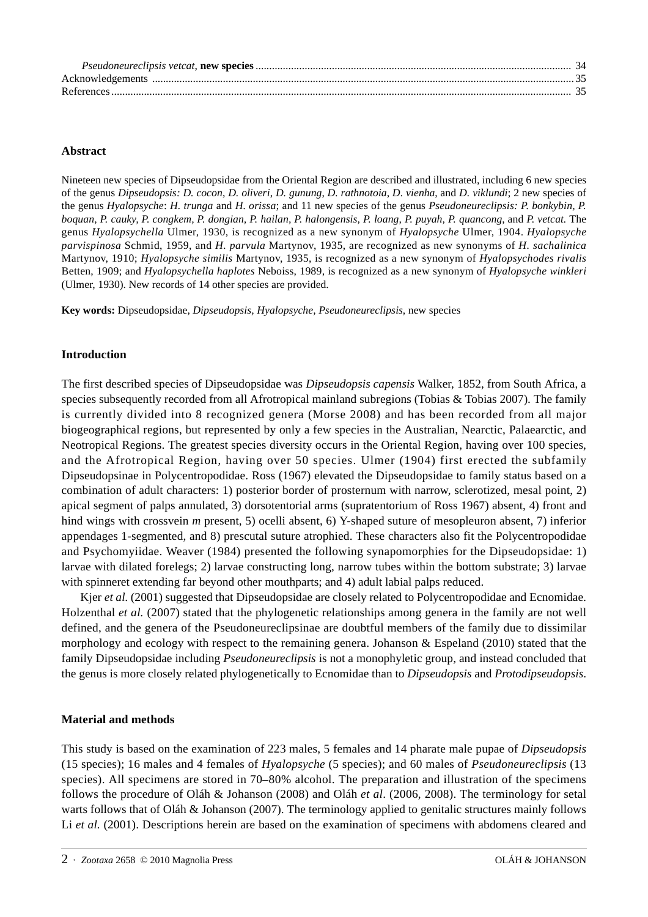*Pseudoneureclipsis vetcat*, **new species** ........................................................................................................ 34
Acknowledgements ........................................................................................................................................ 35
References ........................................................................................................................................................ 35

## Abstract

Nineteen new species of Dipseudopsidae from the Oriental Region are described and illustrated, including 6 new species of the genus *Dipseudopsis: D. cocon*, *D. oliveri*, *D. gunung*, *D. rathnotoia*, *D. vienha*, and *D. viklundi*; 2 new species of the genus *Hyalopsyche*: *H. trunga* and *H. orissa*; and 11 new species of the genus *Pseudoneureclipsis: P. bonkybin, P. boquan, P. cauky, P. congkem, P. dongian, P. hailan, P. halongensis, P. loang, P. puyah, P. quancong*, and *P. vetcat*. The genus *Hyalopsychella* Ulmer, 1930, is recognized as a new synonym of *Hyalopsyche* Ulmer, 1904. *Hyalopsyche parvispinosa* Schmid, 1959, and *H. parvula* Martynov, 1935, are recognized as new synonyms of *H. sachalinica* Martynov, 1910; *Hyalopsyche similis* Martynov, 1935, is recognized as a new synonym of *Hyalopsychodes rivalis* Betten, 1909; and *Hyalopsychella haplotes* Neboiss, 1989, is recognized as a new synonym of *Hyalopsyche winkleri* (Ulmer, 1930). New records of 14 other species are provided.

**Key words:** Dipseudopsidae, *Dipseudopsis, Hyalopsyche, Pseudoneureclipsis*, new species

## Introduction

The first described species of Dipseudopsidae was *Dipseudopsis capensis* Walker, 1852, from South Africa, a species subsequently recorded from all Afrotropical mainland subregions (Tobias & Tobias 2007). The family is currently divided into 8 recognized genera (Morse 2008) and has been recorded from all major biogeographical regions, but represented by only a few species in the Australian, Nearctic, Palaearctic, and Neotropical Regions. The greatest species diversity occurs in the Oriental Region, having over 100 species, and the Afrotropical Region, having over 50 species. Ulmer (1904) first erected the subfamily Dipseudopsinae in Polycentropodidae. Ross (1967) elevated the Dipseudopsidae to family status based on a combination of adult characters: 1) posterior border of prosternum with narrow, sclerotized, mesal point, 2) apical segment of palps annulated, 3) dorsotentorial arms (supratentorium of Ross 1967) absent, 4) front and hind wings with crossvein *m* present, 5) ocelli absent, 6) Y-shaped suture of mesopleuron absent, 7) inferior appendages 1-segmented, and 8) prescutal suture atrophied. These characters also fit the Polycentropodidae and Psychomyiidae. Weaver (1984) presented the following synapomorphies for the Dipseudopsidae: 1) larvae with dilated forelegs; 2) larvae constructing long, narrow tubes within the bottom substrate; 3) larvae with spinneret extending far beyond other mouthparts; and 4) adult labial palps reduced.

Kjer *et al.* (2001) suggested that Dipseudopsidae are closely related to Polycentropodidae and Ecnomidae. Holzenthal *et al.* (2007) stated that the phylogenetic relationships among genera in the family are not well defined, and the genera of the Pseudoneureclipsinae are doubtful members of the family due to dissimilar morphology and ecology with respect to the remaining genera. Johanson & Espeland (2010) stated that the family Dipseudopsidae including *Pseudoneureclipsis* is not a monophyletic group, and instead concluded that the genus is more closely related phylogenetically to Ecnomidae than to *Dipseudopsis* and *Protodipseudopsis*.

## Material and methods

This study is based on the examination of 223 males, 5 females and 14 pharate male pupae of *Dipseudopsis* (15 species); 16 males and 4 females of *Hyalopsyche* (5 species); and 60 males of *Pseudoneureclipsis* (13 species). All specimens are stored in 70–80% alcohol. The preparation and illustration of the specimens follows the procedure of Oláh & Johanson (2008) and Oláh *et al*. (2006, 2008). The terminology for setal warts follows that of Oláh & Johanson (2007). The terminology applied to genitalic structures mainly follows Li *et al.* (2001). Descriptions herein are based on the examination of specimens with abdomens cleared and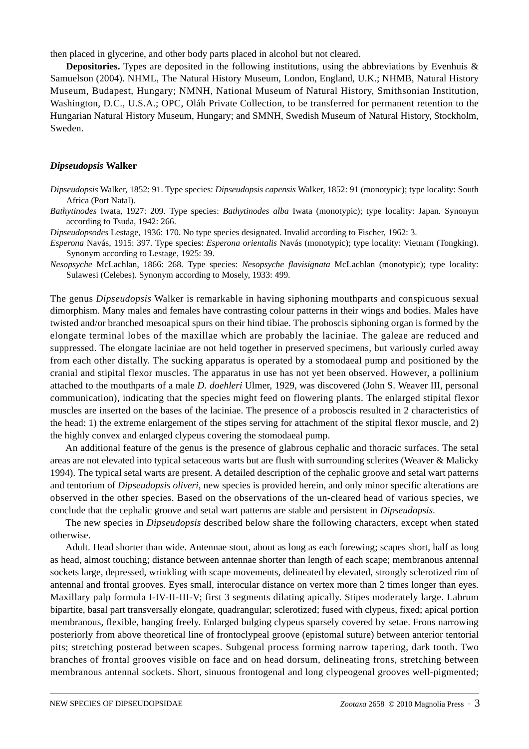then placed in glycerine, and other body parts placed in alcohol but not cleared.

**Depositories.** Types are deposited in the following institutions, using the abbreviations by Evenhuis & Samuelson (2004). NHML, The Natural History Museum, London, England, U.K.; NHMB, Natural History Museum, Budapest, Hungary; NMNH, National Museum of Natural History, Smithsonian Institution, Washington, D.C., U.S.A.; OPC, Oláh Private Collection, to be transferred for permanent retention to the Hungarian Natural History Museum, Hungary; and SMNH, Swedish Museum of Natural History, Stockholm, Sweden.

## *Dipseudopsis* Walker

*Dipseudopsis* Walker, 1852: 91. Type species: *Dipseudopsis capensis* Walker, 1852: 91 (monotypic); type locality: South Africa (Port Natal).

*Bathytinodes* Iwata, 1927: 209. Type species: *Bathytinodes alba* Iwata (monotypic); type locality: Japan. Synonym according to Tsuda, 1942: 266.

*Dipseudopsodes* Lestage, 1936: 170. No type species designated. Invalid according to Fischer, 1962: 3.

*Esperona* Navás, 1915: 397. Type species: *Esperona orientalis* Navás (monotypic); type locality: Vietnam (Tongking). Synonym according to Lestage, 1925: 39.

*Nesopsyche* McLachlan, 1866: 268. Type species: *Nesopsyche flavisignata* McLachlan (monotypic); type locality: Sulawesi (Celebes). Synonym according to Mosely, 1933: 499.

The genus *Dipseudopsis* Walker is remarkable in having siphoning mouthparts and conspicuous sexual dimorphism. Many males and females have contrasting colour patterns in their wings and bodies. Males have twisted and/or branched mesoapical spurs on their hind tibiae. The proboscis siphoning organ is formed by the elongate terminal lobes of the maxillae which are probably the laciniae. The galeae are reduced and suppressed. The elongate laciniae are not held together in preserved specimens, but variously curled away from each other distally. The sucking apparatus is operated by a stomodaeal pump and positioned by the cranial and stipital flexor muscles. The apparatus in use has not yet been observed. However, a pollinium attached to the mouthparts of a male *D. doehleri* Ulmer, 1929, was discovered (John S. Weaver III, personal communication), indicating that the species might feed on flowering plants. The enlarged stipital flexor muscles are inserted on the bases of the laciniae. The presence of a proboscis resulted in 2 characteristics of the head: 1) the extreme enlargement of the stipes serving for attachment of the stipital flexor muscle, and 2) the highly convex and enlarged clypeus covering the stomodaeal pump.

An additional feature of the genus is the presence of glabrous cephalic and thoracic surfaces. The setal areas are not elevated into typical setaceous warts but are flush with surrounding sclerites (Weaver & Malicky 1994). The typical setal warts are present. A detailed description of the cephalic groove and setal wart patterns and tentorium of *Dipseudopsis oliveri*, new species is provided herein, and only minor specific alterations are observed in the other species. Based on the observations of the un-cleared head of various species, we conclude that the cephalic groove and setal wart patterns are stable and persistent in *Dipseudopsis*.

The new species in *Dipseudopsis* described below share the following characters, except when stated otherwise.

Adult. Head shorter than wide. Antennae stout, about as long as each forewing; scapes short, half as long as head, almost touching; distance between antennae shorter than length of each scape; membranous antennal sockets large, depressed, wrinkling with scape movements, delineated by elevated, strongly sclerotized rim of antennal and frontal grooves. Eyes small, interocular distance on vertex more than 2 times longer than eyes. Maxillary palp formula I-IV-II-III-V; first 3 segments dilating apically. Stipes moderately large. Labrum bipartite, basal part transversally elongate, quadrangular; sclerotized; fused with clypeus, fixed; apical portion membranous, flexible, hanging freely. Enlarged bulging clypeus sparsely covered by setae. Frons narrowing posteriorly from above theoretical line of frontoclypeal groove (epistomal suture) between anterior tentorial pits; stretching posterad between scapes. Subgenal process forming narrow tapering, dark tooth. Two branches of frontal grooves visible on face and on head dorsum, delineating frons, stretching between membranous antennal sockets. Short, sinuous frontogenal and long clypeogenal grooves well-pigmented;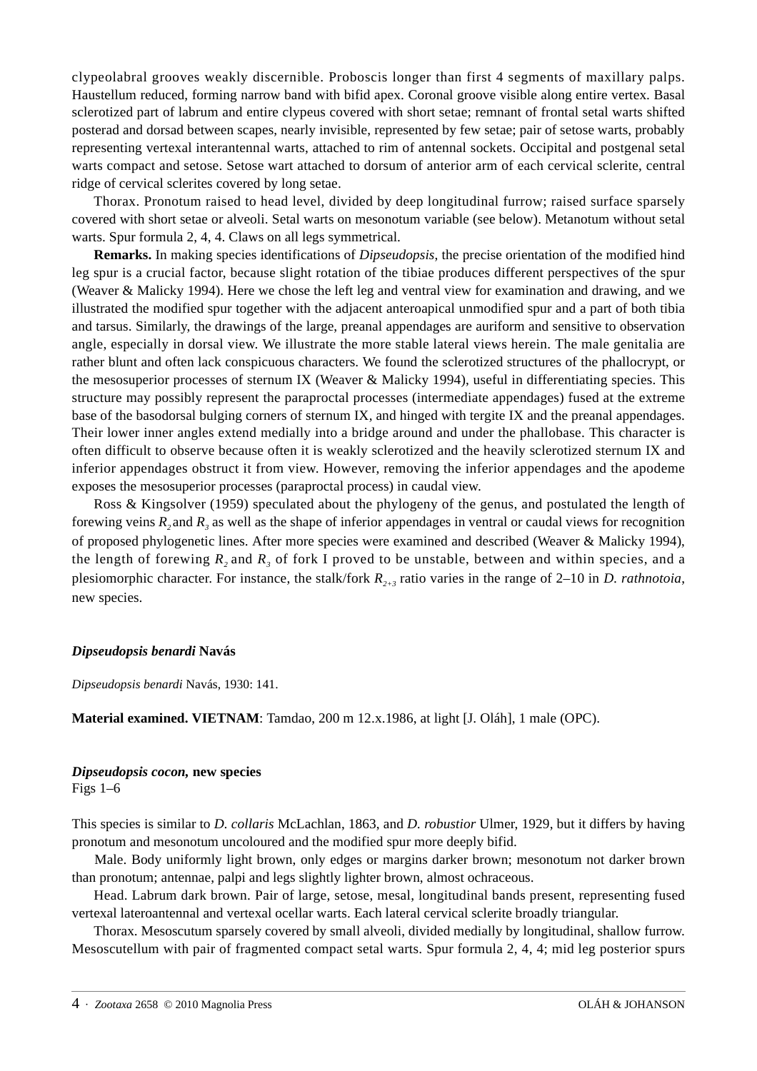clypeolabral grooves weakly discernible. Proboscis longer than first 4 segments of maxillary palps. Haustellum reduced, forming narrow band with bifid apex. Coronal groove visible along entire vertex. Basal sclerotized part of labrum and entire clypeus covered with short setae; remnant of frontal setal warts shifted posterad and dorsad between scapes, nearly invisible, represented by few setae; pair of setose warts, probably representing vertexal interantennal warts, attached to rim of antennal sockets. Occipital and postgenal setal warts compact and setose. Setose wart attached to dorsum of anterior arm of each cervical sclerite, central ridge of cervical sclerites covered by long setae.

Thorax. Pronotum raised to head level, divided by deep longitudinal furrow; raised surface sparsely covered with short setae or alveoli. Setal warts on mesonotum variable (see below). Metanotum without setal warts. Spur formula 2, 4, 4. Claws on all legs symmetrical.

**Remarks.** In making species identifications of *Dipseudopsis*, the precise orientation of the modified hind leg spur is a crucial factor, because slight rotation of the tibiae produces different perspectives of the spur (Weaver & Malicky 1994). Here we chose the left leg and ventral view for examination and drawing, and we illustrated the modified spur together with the adjacent anteroapical unmodified spur and a part of both tibia and tarsus. Similarly, the drawings of the large, preanal appendages are auriform and sensitive to observation angle, especially in dorsal view. We illustrate the more stable lateral views herein. The male genitalia are rather blunt and often lack conspicuous characters. We found the sclerotized structures of the phallocrypt, or the mesosuperior processes of sternum IX (Weaver & Malicky 1994), useful in differentiating species. This structure may possibly represent the paraproctal processes (intermediate appendages) fused at the extreme base of the basodorsal bulging corners of sternum IX, and hinged with tergite IX and the preanal appendages. Their lower inner angles extend medially into a bridge around and under the phallobase. This character is often difficult to observe because often it is weakly sclerotized and the heavily sclerotized sternum IX and inferior appendages obstruct it from view. However, removing the inferior appendages and the apodeme exposes the mesosuperior processes (paraproctal process) in caudal view.

Ross & Kingsolver (1959) speculated about the phylogeny of the genus, and postulated the length of forewing veins $R_2$ and $R_3$ as well as the shape of inferior appendages in ventral or caudal views for recognition of proposed phylogenetic lines. After more species were examined and described (Weaver & Malicky 1994), the length of forewing $R_2$ and $R_3$ of fork I proved to be unstable, between and within species, and a plesiomorphic character. For instance, the stalk/fork $R_{2+3}$ ratio varies in the range of 2–10 in *D. rathnotoia*, new species.

### *Dipseudopsis benardi* Navás

*Dipseudopsis benardi* Navás, 1930: 141.

**Material examined. VIETNAM**: Tamdao, 200 m 12.x.1986, at light [J. Oláh], 1 male (OPC).

### *Dipseudopsis cocon*, new species

Figs 1–6

This species is similar to *D. collaris* McLachlan, 1863, and *D. robustior* Ulmer, 1929, but it differs by having pronotum and mesonotum uncoloured and the modified spur more deeply bifid.

Male. Body uniformly light brown, only edges or margins darker brown; mesonotum not darker brown than pronotum; antennae, palpi and legs slightly lighter brown, almost ochraceous.

Head. Labrum dark brown. Pair of large, setose, mesal, longitudinal bands present, representing fused vertexal lateroantennal and vertexal ocellar warts. Each lateral cervical sclerite broadly triangular.

Thorax. Mesoscutum sparsely covered by small alveoli, divided medially by longitudinal, shallow furrow. Mesoscutellum with pair of fragmented compact setal warts. Spur formula 2, 4, 4; mid leg posterior spurs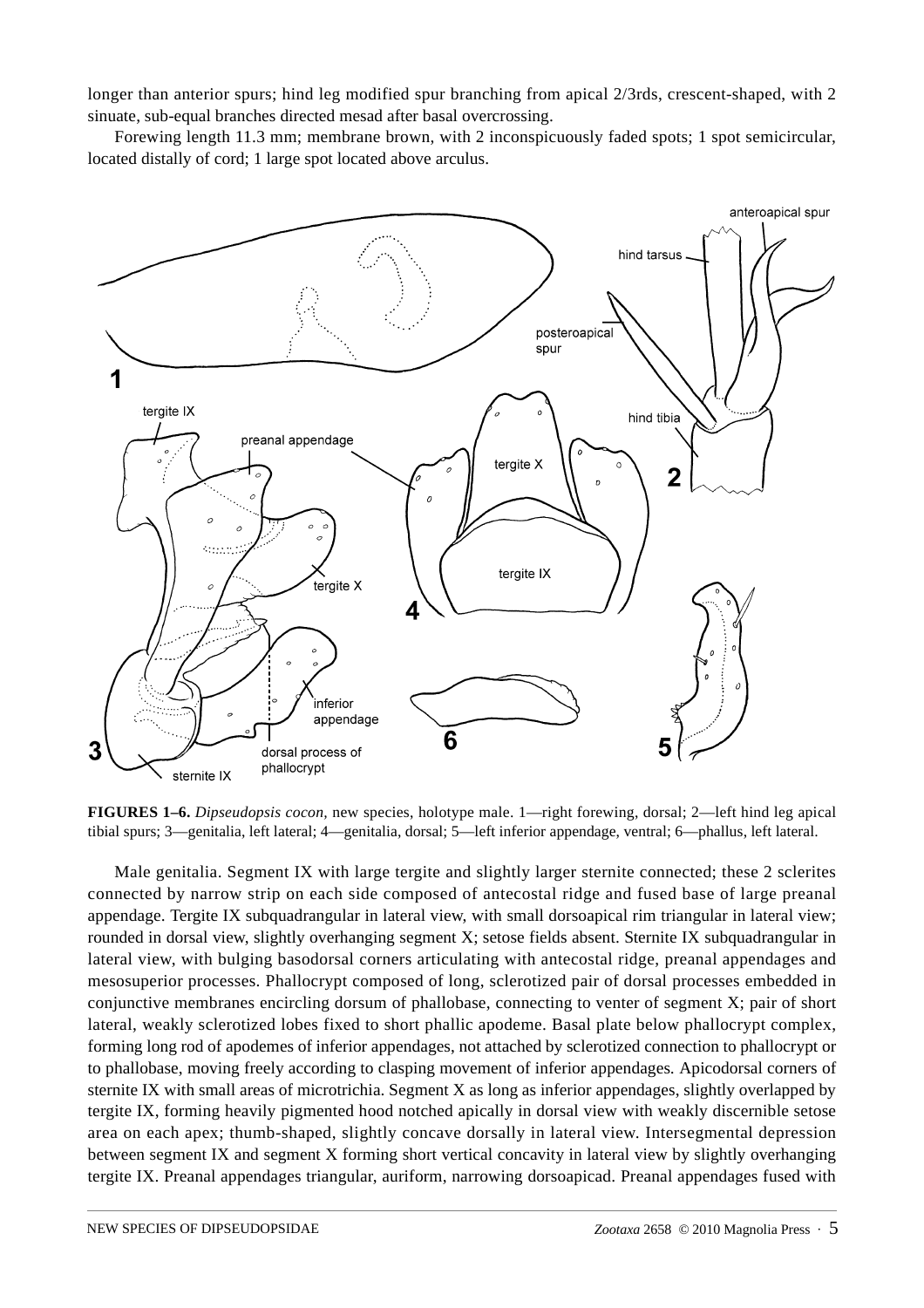longer than anterior spurs; hind leg modified spur branching from apical 2/3rds, crescent-shaped, with 2 sinuate, sub-equal branches directed mesad after basal overcrossing.

Forewing length 11.3 mm; membrane brown, with 2 inconspicuously faded spots; 1 spot semicircular, located distally of cord; 1 large spot located above arculus.

**FIGURES 1–6.** *Dipseudopsis cocon,* new species, holotype male. 1—right forewing, dorsal; 2—left hind leg apical tibial spurs; 3—genitalia, left lateral; 4—genitalia, dorsal; 5—left inferior appendage, ventral; 6—phallus, left lateral.

Male genitalia. Segment IX with large tergite and slightly larger sternite connected; these 2 sclerites connected by narrow strip on each side composed of antecostal ridge and fused base of large preanal appendage. Tergite IX subquadrangular in lateral view, with small dorsoapical rim triangular in lateral view; rounded in dorsal view, slightly overhanging segment X; setose fields absent. Sternite IX subquadrangular in lateral view, with bulging basodorsal corners articulating with antecostal ridge, preanal appendages and mesosuperior processes. Phallocrypt composed of long, sclerotized pair of dorsal processes embedded in conjunctive membranes encircling dorsum of phallobase, connecting to venter of segment X; pair of short lateral, weakly sclerotized lobes fixed to short phallic apodeme. Basal plate below phallocrypt complex, forming long rod of apodemes of inferior appendages, not attached by sclerotized connection to phallocrypt or to phallobase, moving freely according to clasping movement of inferior appendages. Apicodorsal corners of sternite IX with small areas of microtrichia. Segment X as long as inferior appendages, slightly overlapped by tergite IX, forming heavily pigmented hood notched apically in dorsal view with weakly discernible setose area on each apex; thumb-shaped, slightly concave dorsally in lateral view. Intersegmental depression between segment IX and segment X forming short vertical concavity in lateral view by slightly overhanging tergite IX. Preanal appendages triangular, auriform, narrowing dorsoapicad. Preanal appendages fused with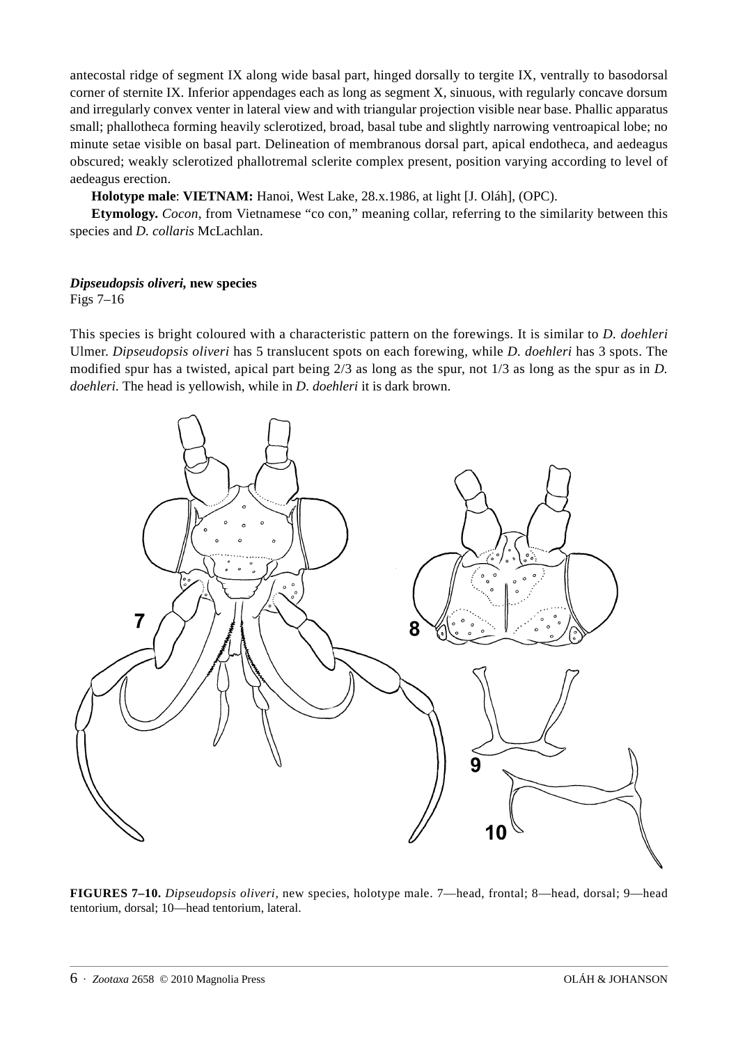antecostal ridge of segment IX along wide basal part, hinged dorsally to tergite IX, ventrally to basodorsal corner of sternite IX. Inferior appendages each as long as segment X, sinuous, with regularly concave dorsum and irregularly convex venter in lateral view and with triangular projection visible near base. Phallic apparatus small; phallotheca forming heavily sclerotized, broad, basal tube and slightly narrowing ventroapical lobe; no minute setae visible on basal part. Delineation of membranous dorsal part, apical endotheca, and aedeagus obscured; weakly sclerotized phallotremal sclerite complex present, position varying according to level of aedeagus erection.

**Holotype male**: **VIETNAM:** Hanoi, West Lake, 28.x.1986, at light [J. Oláh], (OPC).

**Etymology.** *Cocon*, from Vietnamese "co con," meaning collar, referring to the similarity between this species and *D. collaris* McLachlan.

### *Dipseudopsis oliveri*, new species

Figs 7–16

This species is bright coloured with a characteristic pattern on the forewings. It is similar to *D. doehleri* Ulmer. *Dipseudopsis oliveri* has 5 translucent spots on each forewing, while *D. doehleri* has 3 spots. The modified spur has a twisted, apical part being 2/3 as long as the spur, not 1/3 as long as the spur as in *D. doehleri*. The head is yellowish, while in *D. doehleri* it is dark brown.

**FIGURES 7–10.** *Dipseudopsis oliveri*, new species, holotype male. 7—head, frontal; 8—head, dorsal; 9—head tentorium, dorsal; 10—head tentorium, lateral.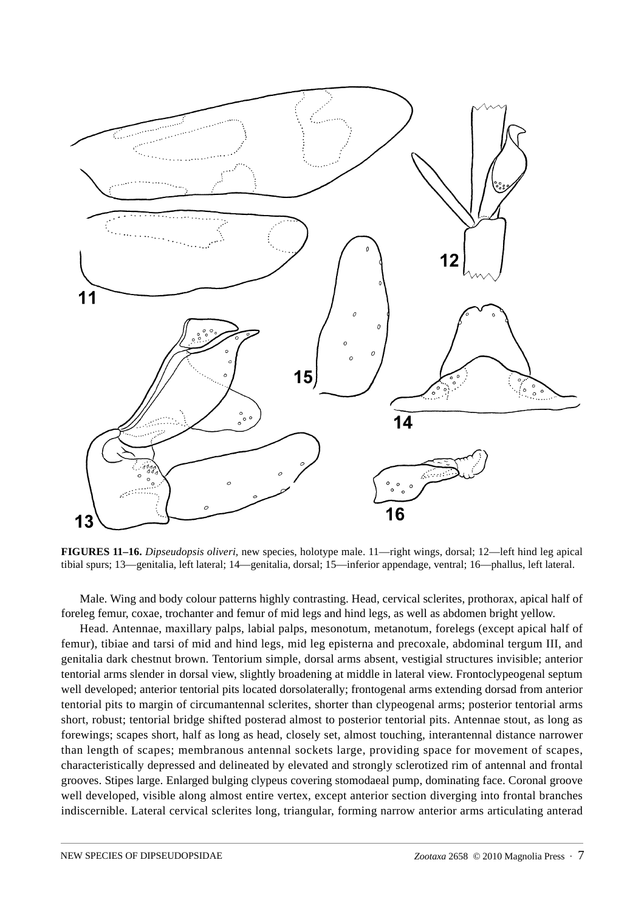**FIGURES 11–16.** *Dipseudopsis oliveri*, new species, holotype male. 11—right wings, dorsal; 12—left hind leg apical tibial spurs; 13—genitalia, left lateral; 14—genitalia, dorsal; 15—inferior appendage, ventral; 16—phallus, left lateral.

Male. Wing and body colour patterns highly contrasting. Head, cervical sclerites, prothorax, apical half of foreleg femur, coxae, trochanter and femur of mid legs and hind legs, as well as abdomen bright yellow.

Head. Antennae, maxillary palps, labial palps, mesonotum, metanotum, forelegs (except apical half of femur), tibiae and tarsi of mid and hind legs, mid leg episterna and precoxale, abdominal tergum III, and genitalia dark chestnut brown. Tentorium simple, dorsal arms absent, vestigial structures invisible; anterior tentorial arms slender in dorsal view, slightly broadening at middle in lateral view. Frontoclypeogenal septum well developed; anterior tentorial pits located dorsolaterally; frontogenal arms extending dorsad from anterior tentorial pits to margin of circumantennal sclerites, shorter than clypeogenal arms; posterior tentorial arms short, robust; tentorial bridge shifted posterad almost to posterior tentorial pits. Antennae stout, as long as forewings; scapes short, half as long as head, closely set, almost touching, interantennal distance narrower than length of scapes; membranous antennal sockets large, providing space for movement of scapes, characteristically depressed and delineated by elevated and strongly sclerotized rim of antennal and frontal grooves. Stipes large. Enlarged bulging clypeus covering stomodaeal pump, dominating face. Coronal groove well developed, visible along almost entire vertex, except anterior section diverging into frontal branches indiscernible. Lateral cervical sclerites long, triangular, forming narrow anterior arms articulating anterad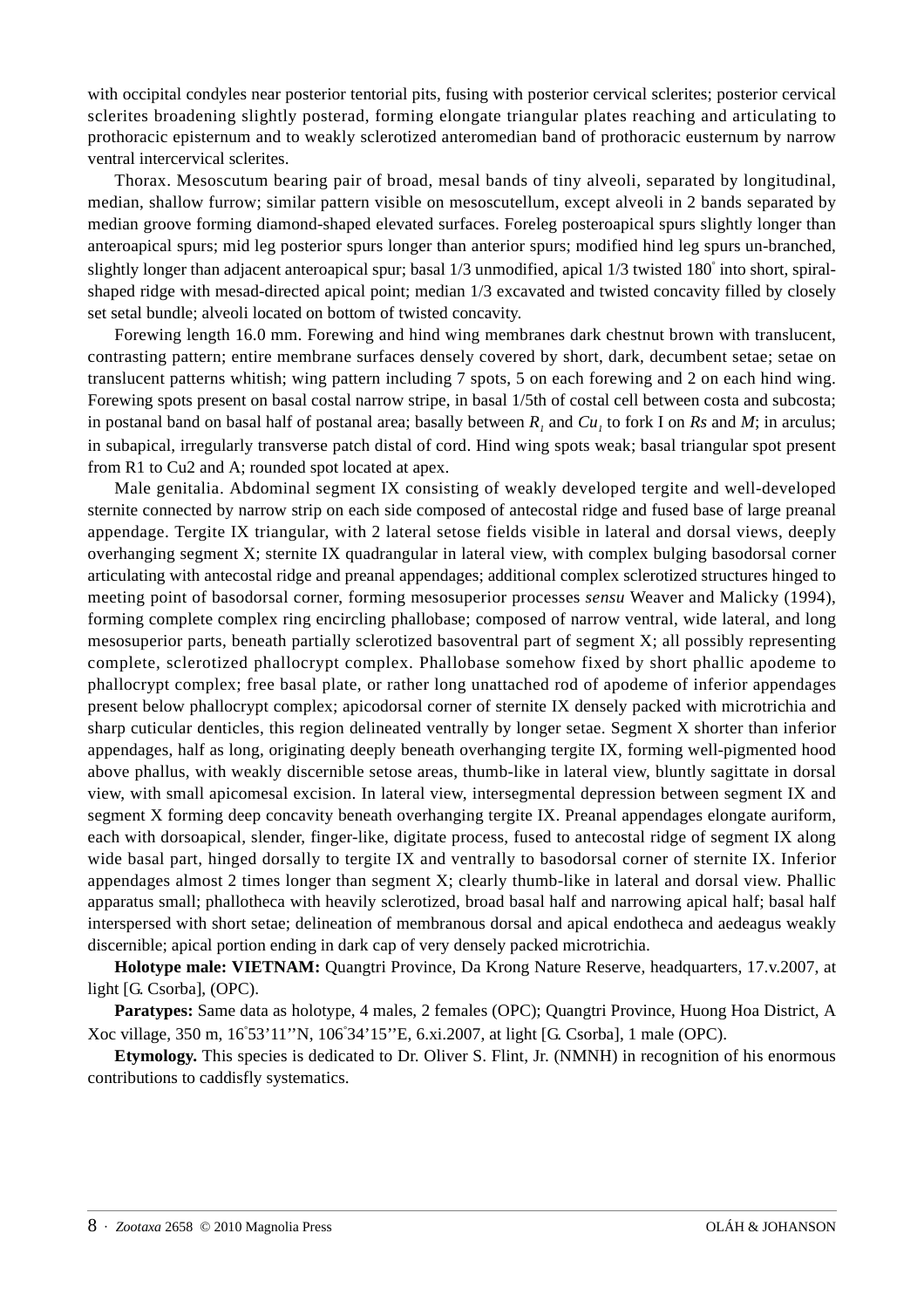with occipital condyles near posterior tentorial pits, fusing with posterior cervical sclerites; posterior cervical sclerites broadening slightly posterad, forming elongate triangular plates reaching and articulating to prothoracic episternum and to weakly sclerotized anteromedian band of prothoracic eusternum by narrow ventral intercervical sclerites.

Thorax. Mesoscutum bearing pair of broad, mesal bands of tiny alveoli, separated by longitudinal, median, shallow furrow; similar pattern visible on mesoscutellum, except alveoli in 2 bands separated by median groove forming diamond-shaped elevated surfaces. Foreleg posteroapical spurs slightly longer than anteroapical spurs; mid leg posterior spurs longer than anterior spurs; modified hind leg spurs un-branched, slightly longer than adjacent anteroapical spur; basal 1/3 unmodified, apical 1/3 twisted 180° into short, spiral-shaped ridge with mesad-directed apical point; median 1/3 excavated and twisted concavity filled by closely set setal bundle; alveoli located on bottom of twisted concavity.

Forewing length 16.0 mm. Forewing and hind wing membranes dark chestnut brown with translucent, contrasting pattern; entire membrane surfaces densely covered by short, dark, decumbent setae; setae on translucent patterns whitish; wing pattern including 7 spots, 5 on each forewing and 2 on each hind wing. Forewing spots present on basal costal narrow stripe, in basal 1/5th of costal cell between costa and subcosta; in postanal band on basal half of postanal area; basally between $R_1$ and $Cu_1$ to fork I on *Rs* and *M*; in arculus; in subapical, irregularly transverse patch distal of cord. Hind wing spots weak; basal triangular spot present from R1 to Cu2 and A; rounded spot located at apex.

Male genitalia. Abdominal segment IX consisting of weakly developed tergite and well-developed sternite connected by narrow strip on each side composed of antecostal ridge and fused base of large preanal appendage. Tergite IX triangular, with 2 lateral setose fields visible in lateral and dorsal views, deeply overhanging segment X; sternite IX quadrangular in lateral view, with complex bulging basodorsal corner articulating with antecostal ridge and preanal appendages; additional complex sclerotized structures hinged to meeting point of basodorsal corner, forming mesosuperior processes *sensu* Weaver and Malicky (1994), forming complete complex ring encircling phallobase; composed of narrow ventral, wide lateral, and long mesosuperior parts, beneath partially sclerotized basoventral part of segment X; all possibly representing complete, sclerotized phallocrypt complex. Phallobase somehow fixed by short phallic apodeme to phallocrypt complex; free basal plate, or rather long unattached rod of apodeme of inferior appendages present below phallocrypt complex; apicodorsal corner of sternite IX densely packed with microtrichia and sharp cuticular denticles, this region delineated ventrally by longer setae. Segment X shorter than inferior appendages, half as long, originating deeply beneath overhanging tergite IX, forming well-pigmented hood above phallus, with weakly discernible setose areas, thumb-like in lateral view, bluntly sagittate in dorsal view, with small apicomesal excision. In lateral view, intersegmental depression between segment IX and segment X forming deep concavity beneath overhanging tergite IX. Preanal appendages elongate auriform, each with dorsoapical, slender, finger-like, digitate process, fused to antecostal ridge of segment IX along wide basal part, hinged dorsally to tergite IX and ventrally to basodorsal corner of sternite IX. Inferior appendages almost 2 times longer than segment X; clearly thumb-like in lateral and dorsal view. Phallic apparatus small; phallotheca with heavily sclerotized, broad basal half and narrowing apical half; basal half interspersed with short setae; delineation of membranous dorsal and apical endotheca and aedeagus weakly discernible; apical portion ending in dark cap of very densely packed microtrichia.

**Holotype male: VIETNAM:** Quangtri Province, Da Krong Nature Reserve, headquarters, 17.v.2007, at light [G. Csorba], (OPC).

**Paratypes:** Same data as holotype, 4 males, 2 females (OPC); Quangtri Province, Huong Hoa District, A Xoc village, 350 m, 16°53'11''N, 106°34'15''E, 6.xi.2007, at light [G. Csorba], 1 male (OPC).

**Etymology.** This species is dedicated to Dr. Oliver S. Flint, Jr. (NMNH) in recognition of his enormous contributions to caddisfly systematics.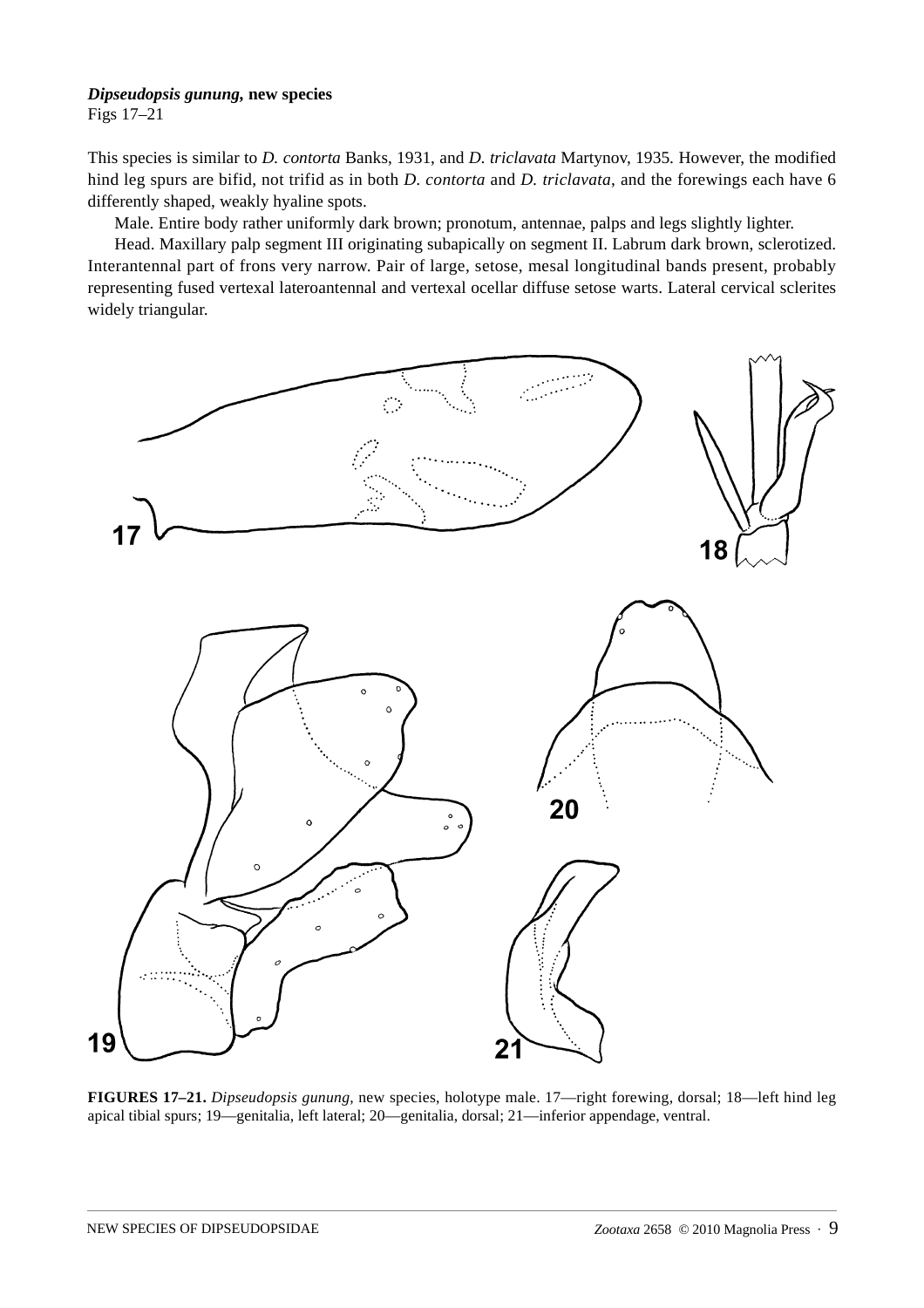***Dipseudopsis gunung*, new species**
Figs 17–21

This species is similar to *D. contorta* Banks, 1931, and *D. triclavata* Martynov, 1935. However, the modified hind leg spurs are bifid, not trifid as in both *D. contorta* and *D. triclavata*, and the forewings each have 6 differently shaped, weakly hyaline spots.

Male. Entire body rather uniformly dark brown; pronotum, antennae, palps and legs slightly lighter.

Head. Maxillary palp segment III originating subapically on segment II. Labrum dark brown, sclerotized. Interantennal part of frons very narrow. Pair of large, setose, mesal longitudinal bands present, probably representing fused vertexal lateroantennal and vertexal ocellar diffuse setose warts. Lateral cervical sclerites widely triangular.

**FIGURES 17–21.** *Dipseudopsis gunung*, new species, holotype male. 17—right forewing, dorsal; 18—left hind leg apical tibial spurs; 19—genitalia, left lateral; 20—genitalia, dorsal; 21—inferior appendage, ventral.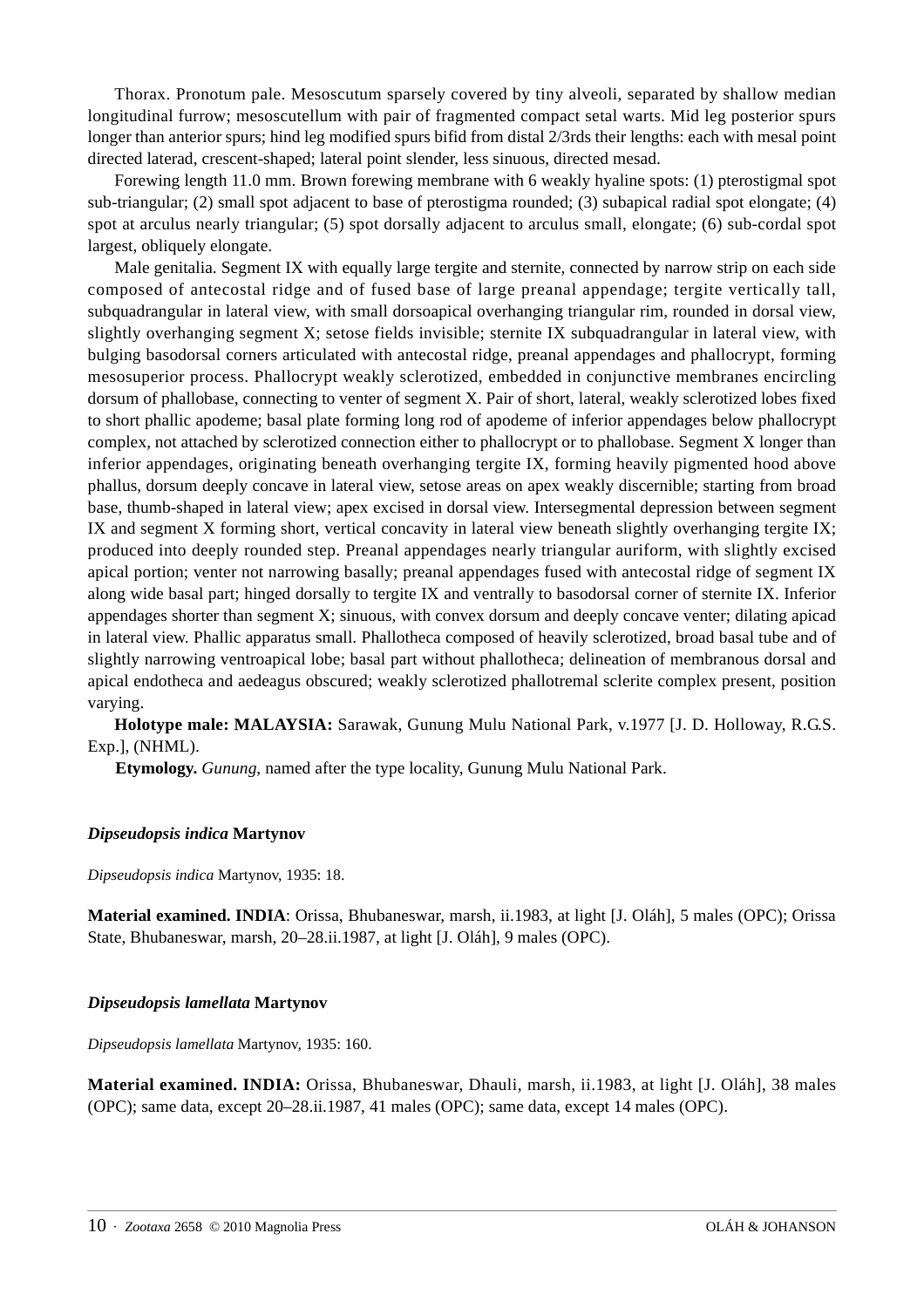Thorax. Pronotum pale. Mesoscutum sparsely covered by tiny alveoli, separated by shallow median longitudinal furrow; mesoscutellum with pair of fragmented compact setal warts. Mid leg posterior spurs longer than anterior spurs; hind leg modified spurs bifid from distal 2/3rds their lengths: each with mesal point directed laterad, crescent-shaped; lateral point slender, less sinuous, directed mesad.

Forewing length 11.0 mm. Brown forewing membrane with 6 weakly hyaline spots: (1) pterostigmal spot sub-triangular; (2) small spot adjacent to base of pterostigma rounded; (3) subapical radial spot elongate; (4) spot at arculus nearly triangular; (5) spot dorsally adjacent to arculus small, elongate; (6) sub-cordal spot largest, obliquely elongate.

Male genitalia. Segment IX with equally large tergite and sternite, connected by narrow strip on each side composed of antecostal ridge and of fused base of large preanal appendage; tergite vertically tall, subquadrangular in lateral view, with small dorsoapical overhanging triangular rim, rounded in dorsal view, slightly overhanging segment X; setose fields invisible; sternite IX subquadrangular in lateral view, with bulging basodorsal corners articulated with antecostal ridge, preanal appendages and phallocrypt, forming mesosuperior process. Phallocrypt weakly sclerotized, embedded in conjunctive membranes encircling dorsum of phallobase, connecting to venter of segment X. Pair of short, lateral, weakly sclerotized lobes fixed to short phallic apodeme; basal plate forming long rod of apodeme of inferior appendages below phallocrypt complex, not attached by sclerotized connection either to phallocrypt or to phallobase. Segment X longer than inferior appendages, originating beneath overhanging tergite IX, forming heavily pigmented hood above phallus, dorsum deeply concave in lateral view, setose areas on apex weakly discernible; starting from broad base, thumb-shaped in lateral view; apex excised in dorsal view. Intersegmental depression between segment IX and segment X forming short, vertical concavity in lateral view beneath slightly overhanging tergite IX; produced into deeply rounded step. Preanal appendages nearly triangular auriform, with slightly excised apical portion; venter not narrowing basally; preanal appendages fused with antecostal ridge of segment IX along wide basal part; hinged dorsally to tergite IX and ventrally to basodorsal corner of sternite IX. Inferior appendages shorter than segment X; sinuous, with convex dorsum and deeply concave venter; dilating apicad in lateral view. Phallic apparatus small. Phallotheca composed of heavily sclerotized, broad basal tube and of slightly narrowing ventroapical lobe; basal part without phallotheca; delineation of membranous dorsal and apical endotheca and aedeagus obscured; weakly sclerotized phallotremal sclerite complex present, position varying.

**Holotype male: MALAYSIA:** Sarawak, Gunung Mulu National Park, v.1977 [J. D. Holloway, R.G.S. Exp.], (NHML).

**Etymology.** *Gunung*, named after the type locality, Gunung Mulu National Park.

### *Dipseudopsis indica* Martynov

*Dipseudopsis indica* Martynov, 1935: 18.

**Material examined. INDIA**: Orissa, Bhubaneswar, marsh, ii.1983, at light [J. Oláh], 5 males (OPC); Orissa State, Bhubaneswar, marsh, 20–28.ii.1987, at light [J. Oláh], 9 males (OPC).

### *Dipseudopsis lamellata* Martynov

*Dipseudopsis lamellata* Martynov, 1935: 160.

**Material examined. INDIA:** Orissa, Bhubaneswar, Dhauli, marsh, ii.1983, at light [J. Oláh], 38 males (OPC); same data, except 20–28.ii.1987, 41 males (OPC); same data, except 14 males (OPC).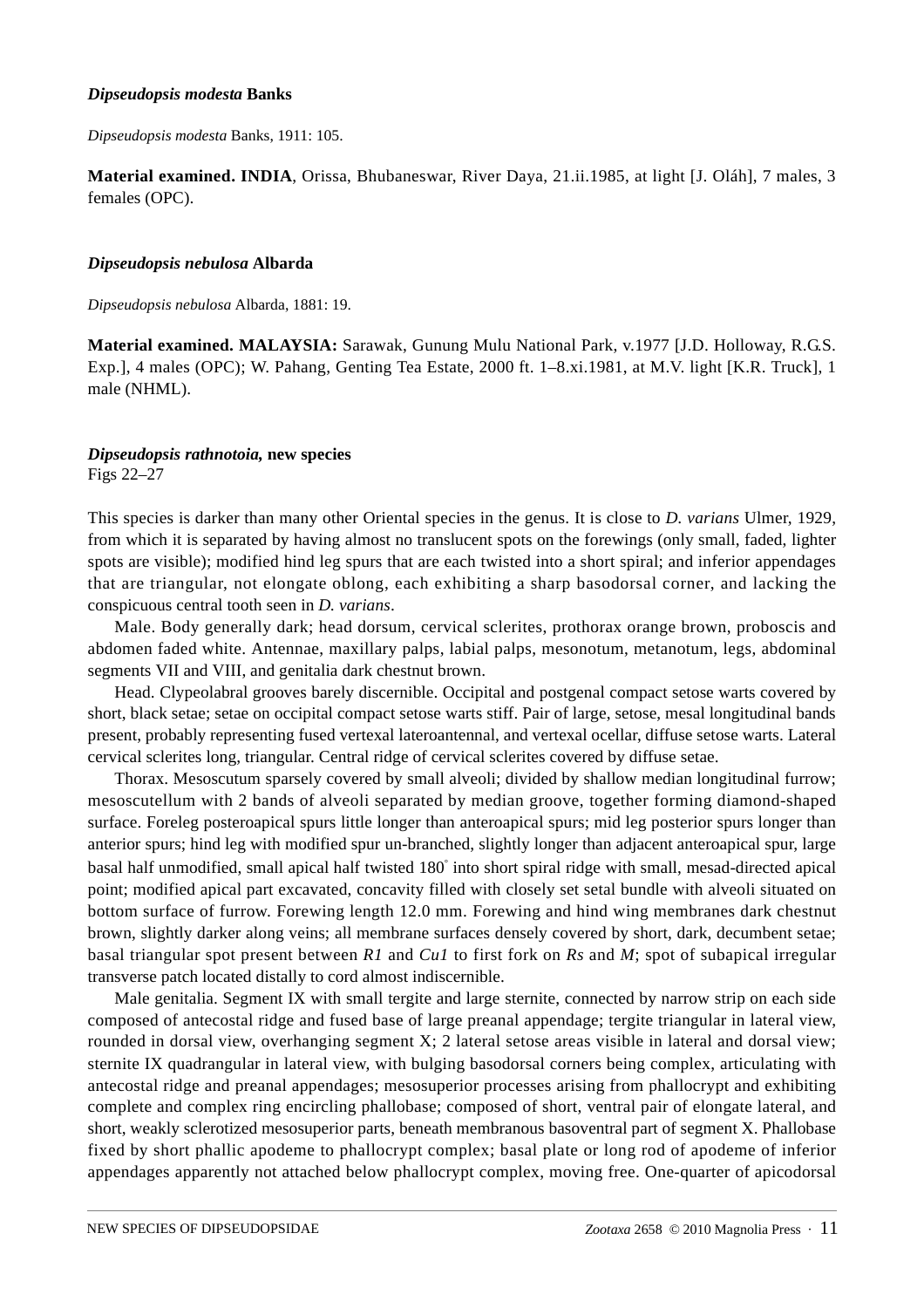***Dipseudopsis modesta* Banks**

*Dipseudopsis modesta* Banks, 1911: 105.

**Material examined. INDIA**, Orissa, Bhubaneswar, River Daya, 21.ii.1985, at light [J. Oláh], 7 males, 3 females (OPC).

***Dipseudopsis nebulosa* Albarda**

*Dipseudopsis nebulosa* Albarda, 1881: 19.

**Material examined. MALAYSIA:** Sarawak, Gunung Mulu National Park, v.1977 [J.D. Holloway, R.G.S. Exp.], 4 males (OPC); W. Pahang, Genting Tea Estate, 2000 ft. 1–8.xi.1981, at M.V. light [K.R. Truck], 1 male (NHML).

***Dipseudopsis rathnotoia*, new species**
Figs 22–27

This species is darker than many other Oriental species in the genus. It is close to *D. varians* Ulmer, 1929, from which it is separated by having almost no translucent spots on the forewings (only small, faded, lighter spots are visible); modified hind leg spurs that are each twisted into a short spiral; and inferior appendages that are triangular, not elongate oblong, each exhibiting a sharp basodorsal corner, and lacking the conspicuous central tooth seen in *D. varians*.

Male. Body generally dark; head dorsum, cervical sclerites, prothorax orange brown, proboscis and abdomen faded white. Antennae, maxillary palps, labial palps, mesonotum, metanotum, legs, abdominal segments VII and VIII, and genitalia dark chestnut brown.

Head. Clypeolabral grooves barely discernible. Occipital and postgenal compact setose warts covered by short, black setae; setae on occipital compact setose warts stiff. Pair of large, setose, mesal longitudinal bands present, probably representing fused vertexal lateroantennal, and vertexal ocellar, diffuse setose warts. Lateral cervical sclerites long, triangular. Central ridge of cervical sclerites covered by diffuse setae.

Thorax. Mesoscutum sparsely covered by small alveoli; divided by shallow median longitudinal furrow; mesoscutellum with 2 bands of alveoli separated by median groove, together forming diamond-shaped surface. Foreleg posteroapical spurs little longer than anteroapical spurs; mid leg posterior spurs longer than anterior spurs; hind leg with modified spur un-branched, slightly longer than adjacent anteroapical spur, large basal half unmodified, small apical half twisted 180° into short spiral ridge with small, mesad-directed apical point; modified apical part excavated, concavity filled with closely set setal bundle with alveoli situated on bottom surface of furrow. Forewing length 12.0 mm. Forewing and hind wing membranes dark chestnut brown, slightly darker along veins; all membrane surfaces densely covered by short, dark, decumbent setae; basal triangular spot present between *R1* and *Cu1* to first fork on *Rs* and *M*; spot of subapical irregular transverse patch located distally to cord almost indiscernible.

Male genitalia. Segment IX with small tergite and large sternite, connected by narrow strip on each side composed of antecostal ridge and fused base of large preanal appendage; tergite triangular in lateral view, rounded in dorsal view, overhanging segment X; 2 lateral setose areas visible in lateral and dorsal view; sternite IX quadrangular in lateral view, with bulging basodorsal corners being complex, articulating with antecostal ridge and preanal appendages; mesosuperior processes arising from phallocrypt and exhibiting complete and complex ring encircling phallobase; composed of short, ventral pair of elongate lateral, and short, weakly sclerotized mesosuperior parts, beneath membranous basoventral part of segment X. Phallobase fixed by short phallic apodeme to phallocrypt complex; basal plate or long rod of apodeme of inferior appendages apparently not attached below phallocrypt complex, moving free. One-quarter of apicodorsal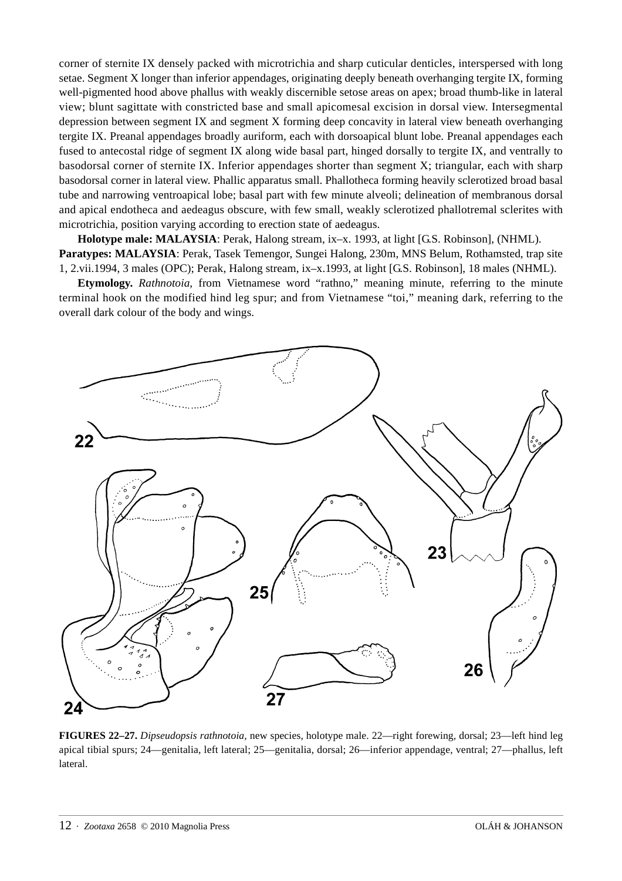corner of sternite IX densely packed with microtrichia and sharp cuticular denticles, interspersed with long setae. Segment X longer than inferior appendages, originating deeply beneath overhanging tergite IX, forming well-pigmented hood above phallus with weakly discernible setose areas on apex; broad thumb-like in lateral view; blunt sagittate with constricted base and small apicomesal excision in dorsal view. Intersegmental depression between segment IX and segment X forming deep concavity in lateral view beneath overhanging tergite IX. Preanal appendages broadly auriform, each with dorsoapical blunt lobe. Preanal appendages each fused to antecostal ridge of segment IX along wide basal part, hinged dorsally to tergite IX, and ventrally to basodorsal corner of sternite IX. Inferior appendages shorter than segment X; triangular, each with sharp basodorsal corner in lateral view. Phallic apparatus small. Phallotheca forming heavily sclerotized broad basal tube and narrowing ventroapical lobe; basal part with few minute alveoli; delineation of membranous dorsal and apical endotheca and aedeagus obscure, with few small, weakly sclerotized phallotremal sclerites with microtrichia, position varying according to erection state of aedeagus.

**Holotype male: MALAYSIA**: Perak, Halong stream, ix–x. 1993, at light [G.S. Robinson], (NHML).
**Paratypes: MALAYSIA**: Perak, Tasek Temengor, Sungei Halong, 230m, MNS Belum, Rothamsted, trap site 1, 2.vii.1994, 3 males (OPC); Perak, Halong stream, ix–x.1993, at light [G.S. Robinson], 18 males (NHML).

**Etymology.** *Rathnotoia*, from Vietnamese word "rathno," meaning minute, referring to the minute terminal hook on the modified hind leg spur; and from Vietnamese "toi," meaning dark, referring to the overall dark colour of the body and wings.

**FIGURES 22–27.** *Dipseudopsis rathnotoia*, new species, holotype male. 22—right forewing, dorsal; 23—left hind leg apical tibial spurs; 24—genitalia, left lateral; 25—genitalia, dorsal; 26—inferior appendage, ventral; 27—phallus, left lateral.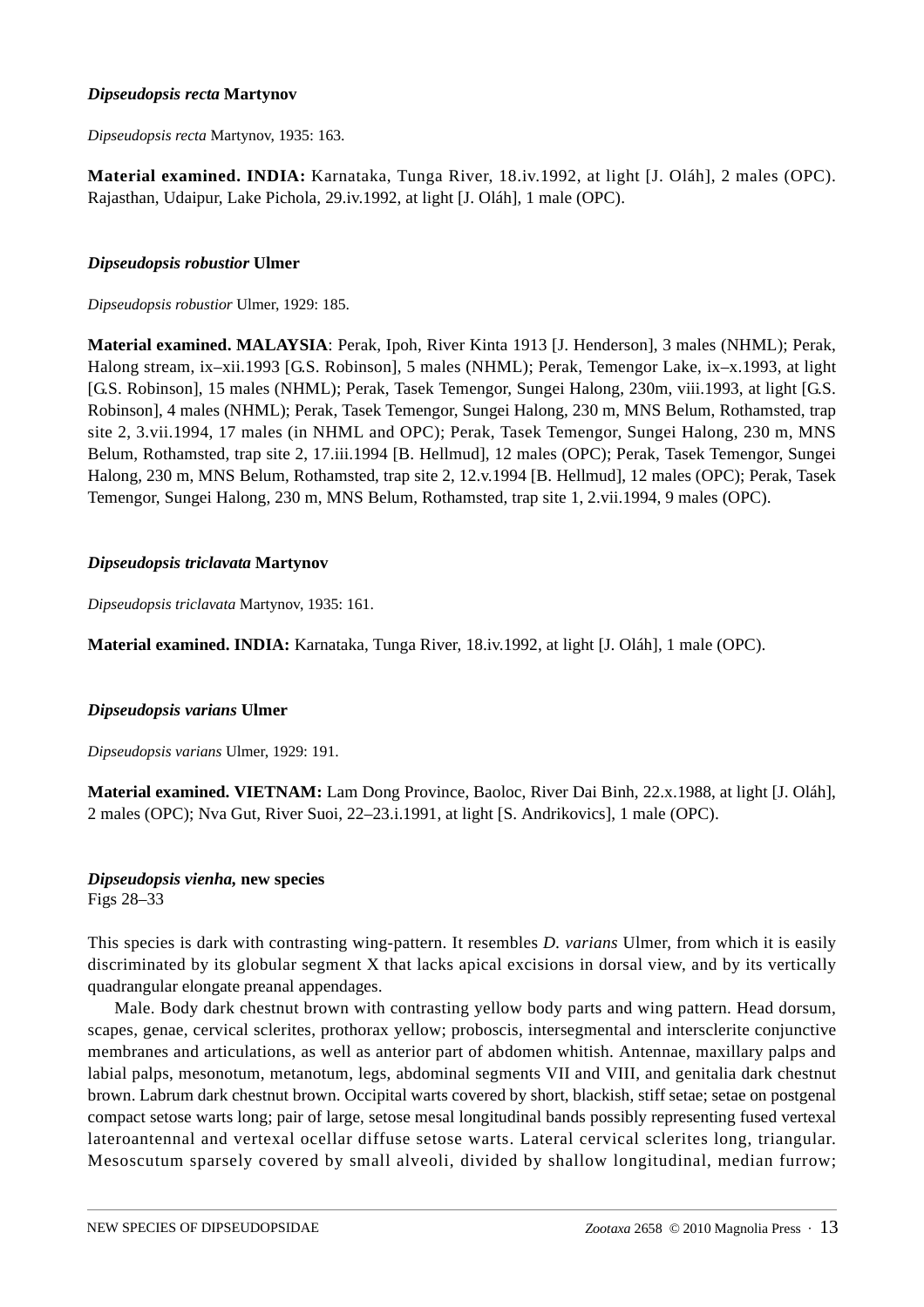### *Dipseudopsis recta* Martynov

*Dipseudopsis recta* Martynov, 1935: 163.

**Material examined. INDIA:** Karnataka, Tunga River, 18.iv.1992, at light [J. Oláh], 2 males (OPC). Rajasthan, Udaipur, Lake Pichola, 29.iv.1992, at light [J. Oláh], 1 male (OPC).

### *Dipseudopsis robustior* Ulmer

*Dipseudopsis robustior* Ulmer, 1929: 185.

**Material examined. MALAYSIA**: Perak, Ipoh, River Kinta 1913 [J. Henderson], 3 males (NHML); Perak, Halong stream, ix–xii.1993 [G.S. Robinson], 5 males (NHML); Perak, Temengor Lake, ix–x.1993, at light [G.S. Robinson], 15 males (NHML); Perak, Tasek Temengor, Sungei Halong, 230m, viii.1993, at light [G.S. Robinson], 4 males (NHML); Perak, Tasek Temengor, Sungei Halong, 230 m, MNS Belum, Rothamsted, trap site 2, 3.vii.1994, 17 males (in NHML and OPC); Perak, Tasek Temengor, Sungei Halong, 230 m, MNS Belum, Rothamsted, trap site 2, 17.iii.1994 [B. Hellmud], 12 males (OPC); Perak, Tasek Temengor, Sungei Halong, 230 m, MNS Belum, Rothamsted, trap site 2, 12.v.1994 [B. Hellmud], 12 males (OPC); Perak, Tasek Temengor, Sungei Halong, 230 m, MNS Belum, Rothamsted, trap site 1, 2.vii.1994, 9 males (OPC).

### *Dipseudopsis triclavata* Martynov

*Dipseudopsis triclavata* Martynov, 1935: 161.

**Material examined. INDIA:** Karnataka, Tunga River, 18.iv.1992, at light [J. Oláh], 1 male (OPC).

### *Dipseudopsis varians* Ulmer

*Dipseudopsis varians* Ulmer, 1929: 191.

**Material examined. VIETNAM:** Lam Dong Province, Baoloc, River Dai Binh, 22.x.1988, at light [J. Oláh], 2 males (OPC); Nva Gut, River Suoi, 22–23.i.1991, at light [S. Andrikovics], 1 male (OPC).

### *Dipseudopsis vienha,* new species

Figs 28–33

This species is dark with contrasting wing-pattern. It resembles *D. varians* Ulmer, from which it is easily discriminated by its globular segment X that lacks apical excisions in dorsal view, and by its vertically quadrangular elongate preanal appendages.

Male. Body dark chestnut brown with contrasting yellow body parts and wing pattern. Head dorsum, scapes, genae, cervical sclerites, prothorax yellow; proboscis, intersegmental and intersclerite conjunctive membranes and articulations, as well as anterior part of abdomen whitish. Antennae, maxillary palps and labial palps, mesonotum, metanotum, legs, abdominal segments VII and VIII, and genitalia dark chestnut brown. Labrum dark chestnut brown. Occipital warts covered by short, blackish, stiff setae; setae on postgenal compact setose warts long; pair of large, setose mesal longitudinal bands possibly representing fused vertexal lateroantennal and vertexal ocellar diffuse setose warts. Lateral cervical sclerites long, triangular. Mesoscutum sparsely covered by small alveoli, divided by shallow longitudinal, median furrow;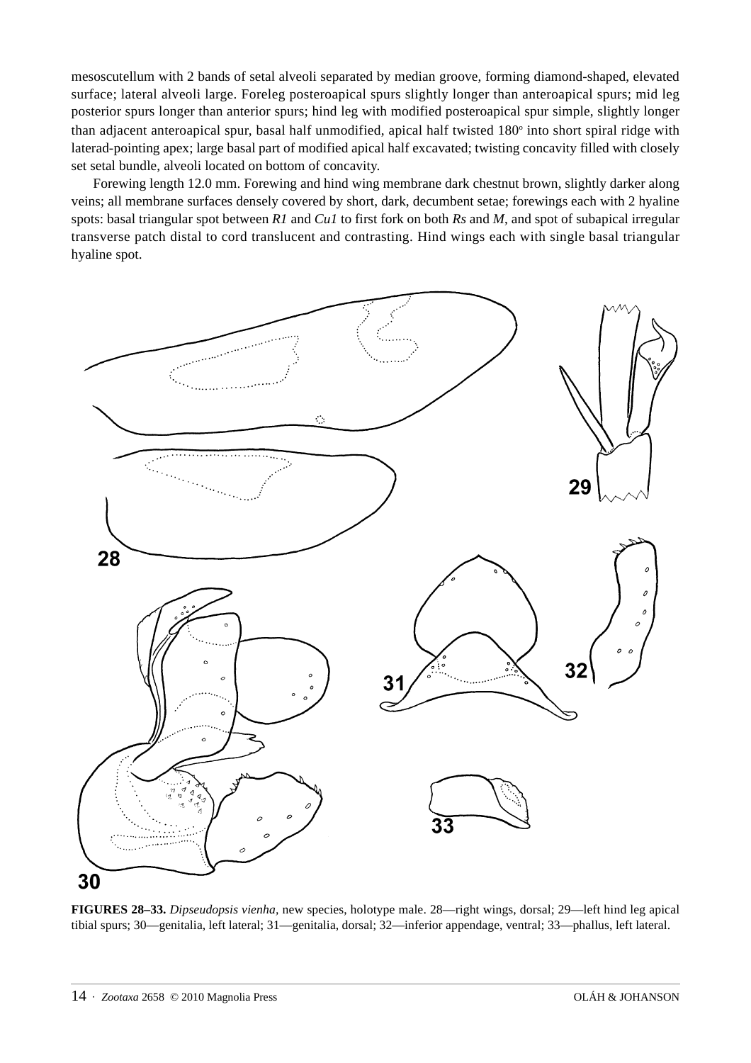mesoscutellum with 2 bands of setal alveoli separated by median groove, forming diamond-shaped, elevated surface; lateral alveoli large. Foreleg posteroapical spurs slightly longer than anteroapical spurs; mid leg posterior spurs longer than anterior spurs; hind leg with modified posteroapical spur simple, slightly longer than adjacent anteroapical spur, basal half unmodified, apical half twisted 180° into short spiral ridge with laterad-pointing apex; large basal part of modified apical half excavated; twisting concavity filled with closely set setal bundle, alveoli located on bottom of concavity.

Forewing length 12.0 mm. Forewing and hind wing membrane dark chestnut brown, slightly darker along veins; all membrane surfaces densely covered by short, dark, decumbent setae; forewings each with 2 hyaline spots: basal triangular spot between *R1* and *Cu1* to first fork on both *Rs* and *M*, and spot of subapical irregular transverse patch distal to cord translucent and contrasting. Hind wings each with single basal triangular hyaline spot.

**FIGURES 28–33.** *Dipseudopsis vienha*, new species, holotype male. 28—right wings, dorsal; 29—left hind leg apical tibial spurs; 30—genitalia, left lateral; 31—genitalia, dorsal; 32—inferior appendage, ventral; 33—phallus, left lateral.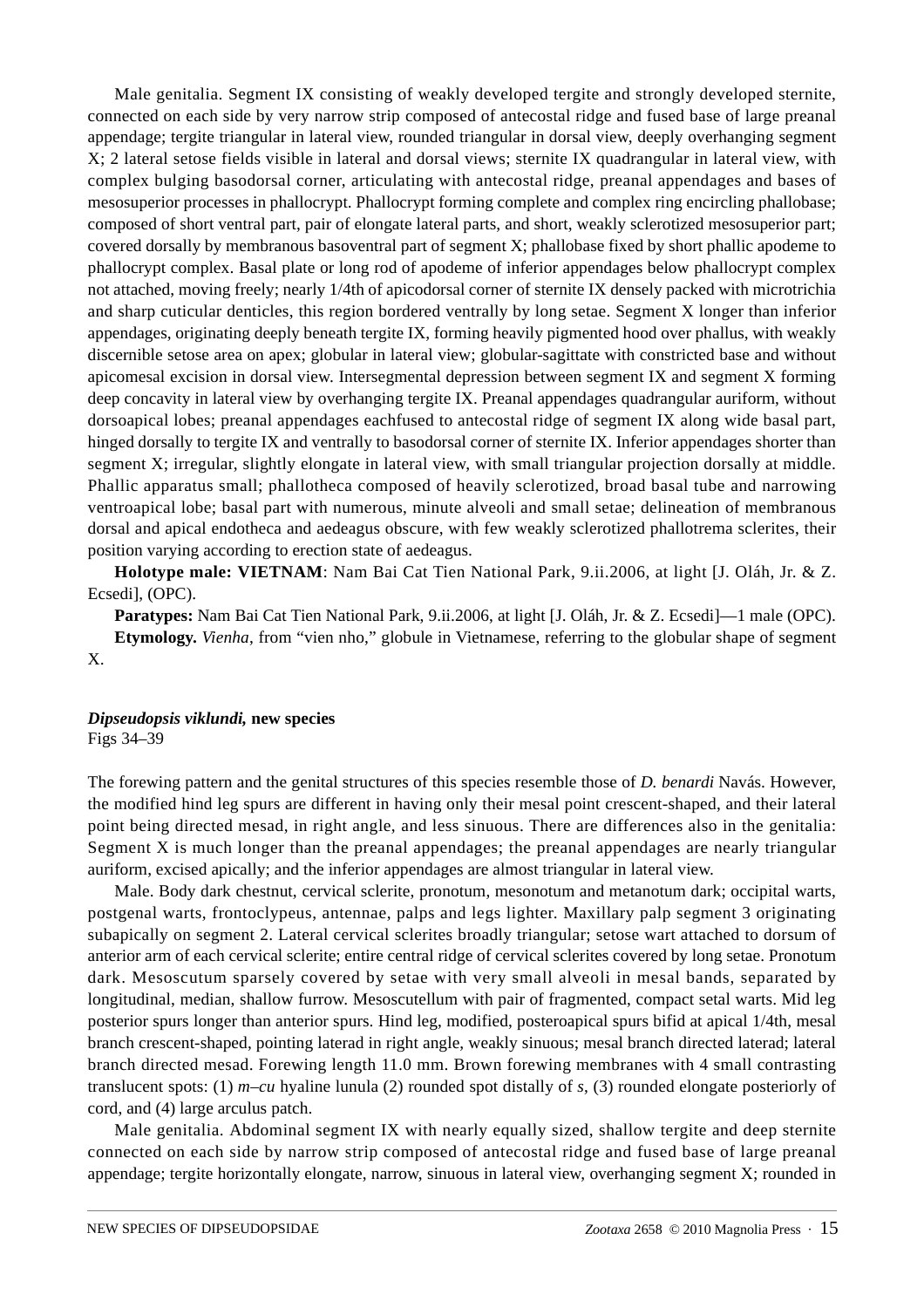Male genitalia. Segment IX consisting of weakly developed tergite and strongly developed sternite, connected on each side by very narrow strip composed of antecostal ridge and fused base of large preanal appendage; tergite triangular in lateral view, rounded triangular in dorsal view, deeply overhanging segment X; 2 lateral setose fields visible in lateral and dorsal views; sternite IX quadrangular in lateral view, with complex bulging basodorsal corner, articulating with antecostal ridge, preanal appendages and bases of mesosuperior processes in phallocrypt. Phallocrypt forming complete and complex ring encircling phallobase; composed of short ventral part, pair of elongate lateral parts, and short, weakly sclerotized mesosuperior part; covered dorsally by membranous basoventral part of segment X; phallobase fixed by short phallic apodeme to phallocrypt complex. Basal plate or long rod of apodeme of inferior appendages below phallocrypt complex not attached, moving freely; nearly 1/4th of apicodorsal corner of sternite IX densely packed with microtrichia and sharp cuticular denticles, this region bordered ventrally by long setae. Segment X longer than inferior appendages, originating deeply beneath tergite IX, forming heavily pigmented hood over phallus, with weakly discernible setose area on apex; globular in lateral view; globular-sagittate with constricted base and without apicomesal excision in dorsal view. Intersegmental depression between segment IX and segment X forming deep concavity in lateral view by overhanging tergite IX. Preanal appendages quadrangular auriform, without dorsoapical lobes; preanal appendages eachfused to antecostal ridge of segment IX along wide basal part, hinged dorsally to tergite IX and ventrally to basodorsal corner of sternite IX. Inferior appendages shorter than segment X; irregular, slightly elongate in lateral view, with small triangular projection dorsally at middle. Phallic apparatus small; phallotheca composed of heavily sclerotized, broad basal tube and narrowing ventroapical lobe; basal part with numerous, minute alveoli and small setae; delineation of membranous dorsal and apical endotheca and aedeagus obscure, with few weakly sclerotized phallotrema sclerites, their position varying according to erection state of aedeagus.

**Holotype male: VIETNAM**: Nam Bai Cat Tien National Park, 9.ii.2006, at light [J. Oláh, Jr. & Z. Ecsedi], (OPC).

**Paratypes:** Nam Bai Cat Tien National Park, 9.ii.2006, at light [J. Oláh, Jr. & Z. Ecsedi]—1 male (OPC).

**Etymology.** *Vienha*, from "vien nho," globule in Vietnamese, referring to the globular shape of segment X.

### *Dipseudopsis viklundi,* new species

Figs 34–39

The forewing pattern and the genital structures of this species resemble those of *D. benardi* Navás. However, the modified hind leg spurs are different in having only their mesal point crescent-shaped, and their lateral point being directed mesad, in right angle, and less sinuous. There are differences also in the genitalia: Segment X is much longer than the preanal appendages; the preanal appendages are nearly triangular auriform, excised apically; and the inferior appendages are almost triangular in lateral view.

Male. Body dark chestnut, cervical sclerite, pronotum, mesonotum and metanotum dark; occipital warts, postgenal warts, frontoclypeus, antennae, palps and legs lighter. Maxillary palp segment 3 originating subapically on segment 2. Lateral cervical sclerites broadly triangular; setose wart attached to dorsum of anterior arm of each cervical sclerite; entire central ridge of cervical sclerites covered by long setae. Pronotum dark. Mesoscutum sparsely covered by setae with very small alveoli in mesal bands, separated by longitudinal, median, shallow furrow. Mesoscutellum with pair of fragmented, compact setal warts. Mid leg posterior spurs longer than anterior spurs. Hind leg, modified, posteroapical spurs bifid at apical 1/4th, mesal branch crescent-shaped, pointing laterad in right angle, weakly sinuous; mesal branch directed laterad; lateral branch directed mesad. Forewing length 11.0 mm. Brown forewing membranes with 4 small contrasting translucent spots: (1) *m–cu* hyaline lunula (2) rounded spot distally of *s*, (3) rounded elongate posteriorly of cord, and (4) large arculus patch.

Male genitalia. Abdominal segment IX with nearly equally sized, shallow tergite and deep sternite connected on each side by narrow strip composed of antecostal ridge and fused base of large preanal appendage; tergite horizontally elongate, narrow, sinuous in lateral view, overhanging segment X; rounded in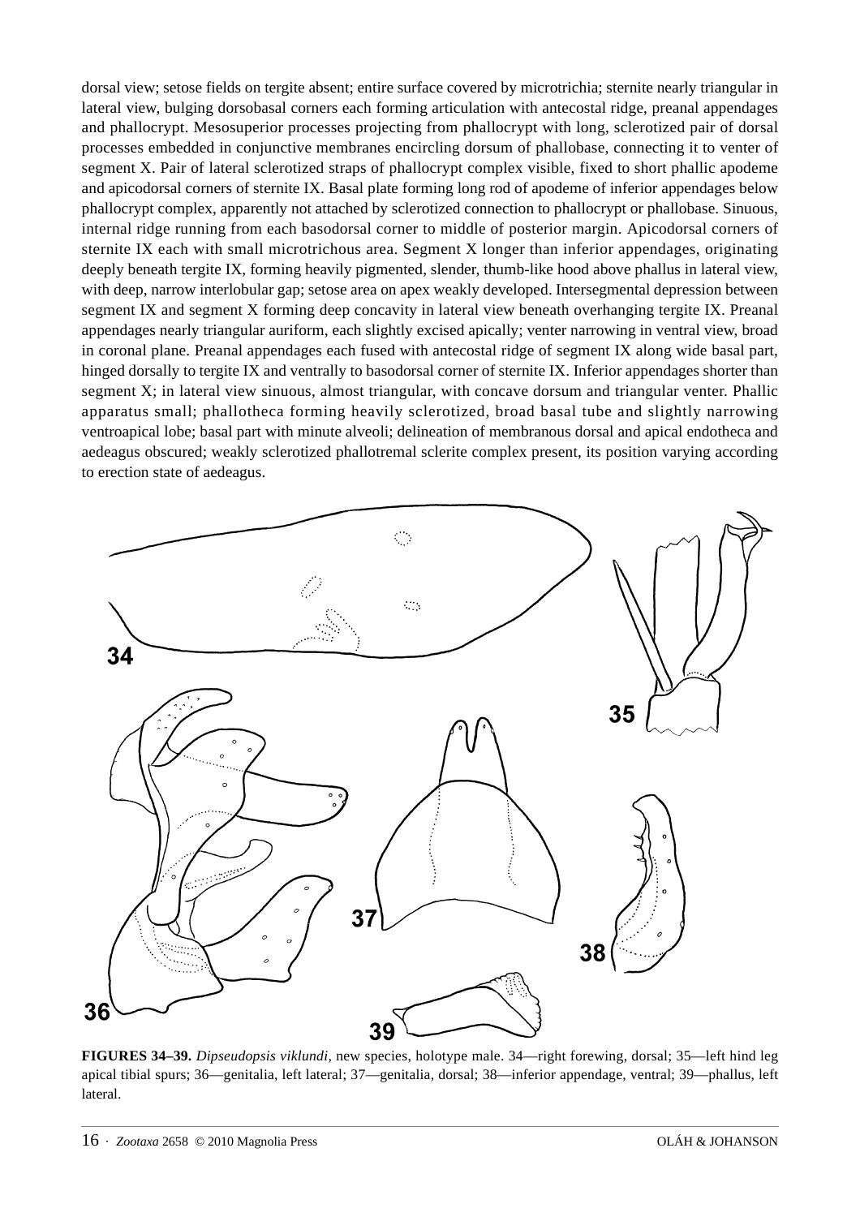dorsal view; setose fields on tergite absent; entire surface covered by microtrichia; sternite nearly triangular in lateral view, bulging dorsobasal corners each forming articulation with antecostal ridge, preanal appendages and phallocrypt. Mesosuperior processes projecting from phallocrypt with long, sclerotized pair of dorsal processes embedded in conjunctive membranes encircling dorsum of phallobase, connecting it to venter of segment X. Pair of lateral sclerotized straps of phallocrypt complex visible, fixed to short phallic apodeme and apicodorsal corners of sternite IX. Basal plate forming long rod of apodeme of inferior appendages below phallocrypt complex, apparently not attached by sclerotized connection to phallocrypt or phallobase. Sinuous, internal ridge running from each basodorsal corner to middle of posterior margin. Apicodorsal corners of sternite IX each with small microtrichous area. Segment X longer than inferior appendages, originating deeply beneath tergite IX, forming heavily pigmented, slender, thumb-like hood above phallus in lateral view, with deep, narrow interlobular gap; setose area on apex weakly developed. Intersegmental depression between segment IX and segment X forming deep concavity in lateral view beneath overhanging tergite IX. Preanal appendages nearly triangular auriform, each slightly excised apically; venter narrowing in ventral view, broad in coronal plane. Preanal appendages each fused with antecostal ridge of segment IX along wide basal part, hinged dorsally to tergite IX and ventrally to basodorsal corner of sternite IX. Inferior appendages shorter than segment X; in lateral view sinuous, almost triangular, with concave dorsum and triangular venter. Phallic apparatus small; phallotheca forming heavily sclerotized, broad basal tube and slightly narrowing ventroapical lobe; basal part with minute alveoli; delineation of membranous dorsal and apical endotheca and aedeagus obscured; weakly sclerotized phallotremal sclerite complex present, its position varying according to erection state of aedeagus.

**FIGURES 34–39.** *Dipseudopsis viklundi,* new species, holotype male. 34—right forewing, dorsal; 35—left hind leg apical tibial spurs; 36—genitalia, left lateral; 37—genitalia, dorsal; 38—inferior appendage, ventral; 39—phallus, left lateral.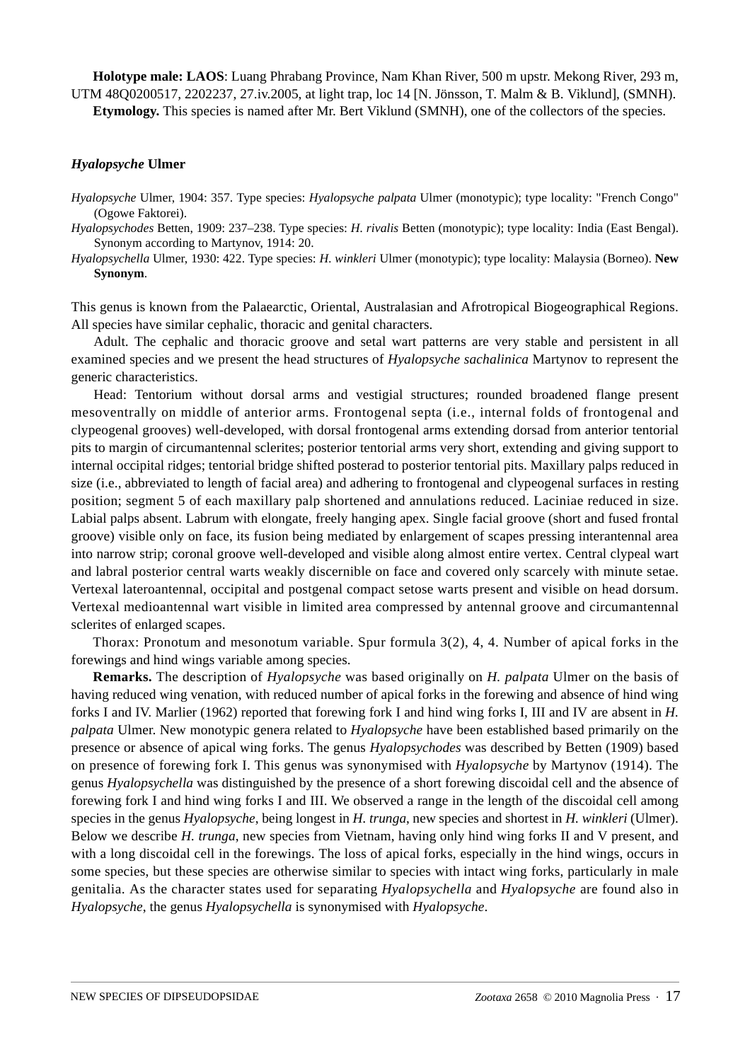**Holotype male: LAOS**: Luang Phrabang Province, Nam Khan River, 500 m upstr. Mekong River, 293 m, UTM 48Q0200517, 2202237, 27.iv.2005, at light trap, loc 14 [N. Jönsson, T. Malm & B. Viklund], (SMNH).

**Etymology.** This species is named after Mr. Bert Viklund (SMNH), one of the collectors of the species.

## *Hyalopsyche* Ulmer

*Hyalopsyche* Ulmer, 1904: 357. Type species: *Hyalopsyche palpata* Ulmer (monotypic); type locality: "French Congo" (Ogowe Faktorei).

*Hyalopsychodes* Betten, 1909: 237–238. Type species: *H. rivalis* Betten (monotypic); type locality: India (East Bengal). Synonym according to Martynov, 1914: 20.

*Hyalopsychella* Ulmer, 1930: 422. Type species: *H. winkleri* Ulmer (monotypic); type locality: Malaysia (Borneo). **New Synonym**.

This genus is known from the Palaearctic, Oriental, Australasian and Afrotropical Biogeographical Regions. All species have similar cephalic, thoracic and genital characters.

Adult. The cephalic and thoracic groove and setal wart patterns are very stable and persistent in all examined species and we present the head structures of *Hyalopsyche sachalinica* Martynov to represent the generic characteristics.

Head: Tentorium without dorsal arms and vestigial structures; rounded broadened flange present mesoventrally on middle of anterior arms. Frontogenal septa (i.e., internal folds of frontogenal and clypeogenal grooves) well-developed, with dorsal frontogenal arms extending dorsad from anterior tentorial pits to margin of circumantennal sclerites; posterior tentorial arms very short, extending and giving support to internal occipital ridges; tentorial bridge shifted posterad to posterior tentorial pits. Maxillary palps reduced in size (i.e., abbreviated to length of facial area) and adhering to frontogenal and clypeogenal surfaces in resting position; segment 5 of each maxillary palp shortened and annulations reduced. Laciniae reduced in size. Labial palps absent. Labrum with elongate, freely hanging apex. Single facial groove (short and fused frontal groove) visible only on face, its fusion being mediated by enlargement of scapes pressing interantennal area into narrow strip; coronal groove well-developed and visible along almost entire vertex. Central clypeal wart and labral posterior central warts weakly discernible on face and covered only scarcely with minute setae. Vertexal lateroantennal, occipital and postgenal compact setose warts present and visible on head dorsum. Vertexal medioantennal wart visible in limited area compressed by antennal groove and circumantennal sclerites of enlarged scapes.

Thorax: Pronotum and mesonotum variable. Spur formula 3(2), 4, 4. Number of apical forks in the forewings and hind wings variable among species.

**Remarks.** The description of *Hyalopsyche* was based originally on *H. palpata* Ulmer on the basis of having reduced wing venation, with reduced number of apical forks in the forewing and absence of hind wing forks I and IV. Marlier (1962) reported that forewing fork I and hind wing forks I, III and IV are absent in *H. palpata* Ulmer. New monotypic genera related to *Hyalopsyche* have been established based primarily on the presence or absence of apical wing forks. The genus *Hyalopsychodes* was described by Betten (1909) based on presence of forewing fork I. This genus was synonymised with *Hyalopsyche* by Martynov (1914). The genus *Hyalopsychella* was distinguished by the presence of a short forewing discoidal cell and the absence of forewing fork I and hind wing forks I and III. We observed a range in the length of the discoidal cell among species in the genus *Hyalopsyche*, being longest in *H. trunga*, new species and shortest in *H. winkleri* (Ulmer). Below we describe *H. trunga*, new species from Vietnam, having only hind wing forks II and V present, and with a long discoidal cell in the forewings. The loss of apical forks, especially in the hind wings, occurs in some species, but these species are otherwise similar to species with intact wing forks, particularly in male genitalia. As the character states used for separating *Hyalopsychella* and *Hyalopsyche* are found also in *Hyalopsyche*, the genus *Hyalopsychella* is synonymised with *Hyalopsyche*.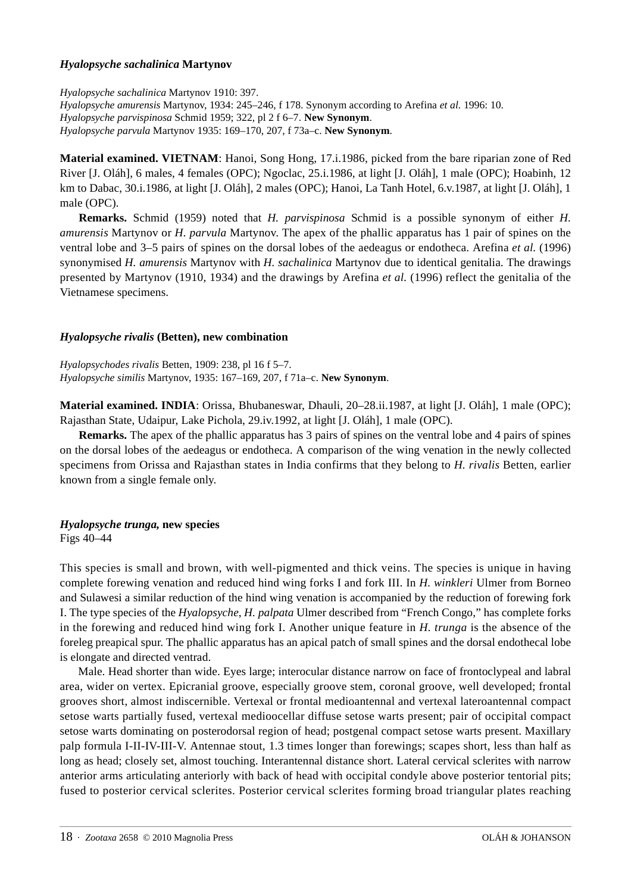### *Hyalopsyche sachalinica* Martynov

*Hyalopsyche sachalinica* Martynov 1910: 397.
*Hyalopsyche amurensis* Martynov, 1934: 245–246, f 178. Synonym according to Arefina *et al.* 1996: 10.
*Hyalopsyche parvispinosa* Schmid 1959; 322, pl 2 f 6–7. **New Synonym**.
*Hyalopsyche parvula* Martynov 1935: 169–170, 207, f 73a–c. **New Synonym**.

**Material examined. VIETNAM**: Hanoi, Song Hong, 17.i.1986, picked from the bare riparian zone of Red River [J. Oláh], 6 males, 4 females (OPC); Ngoclac, 25.i.1986, at light [J. Oláh], 1 male (OPC); Hoabinh, 12 km to Dabac, 30.i.1986, at light [J. Oláh], 2 males (OPC); Hanoi, La Tanh Hotel, 6.v.1987, at light [J. Oláh], 1 male (OPC).

**Remarks.** Schmid (1959) noted that *H. parvispinosa* Schmid is a possible synonym of either *H. amurensis* Martynov or *H. parvula* Martynov. The apex of the phallic apparatus has 1 pair of spines on the ventral lobe and 3–5 pairs of spines on the dorsal lobes of the aedeagus or endotheca. Arefina *et al.* (1996) synonymised *H. amurensis* Martynov with *H. sachalinica* Martynov due to identical genitalia. The drawings presented by Martynov (1910, 1934) and the drawings by Arefina *et al.* (1996) reflect the genitalia of the Vietnamese specimens.

### *Hyalopsyche rivalis* (Betten), new combination

*Hyalopsychodes rivalis* Betten, 1909: 238, pl 16 f 5–7.
*Hyalopsyche similis* Martynov, 1935: 167–169, 207, f 71a–c. **New Synonym**.

**Material examined. INDIA**: Orissa, Bhubaneswar, Dhauli, 20–28.ii.1987, at light [J. Oláh], 1 male (OPC); Rajasthan State, Udaipur, Lake Pichola, 29.iv.1992, at light [J. Oláh], 1 male (OPC).

**Remarks.** The apex of the phallic apparatus has 3 pairs of spines on the ventral lobe and 4 pairs of spines on the dorsal lobes of the aedeagus or endotheca. A comparison of the wing venation in the newly collected specimens from Orissa and Rajasthan states in India confirms that they belong to *H. rivalis* Betten, earlier known from a single female only.

### *Hyalopsyche trunga*, new species

Figs 40–44

This species is small and brown, with well-pigmented and thick veins. The species is unique in having complete forewing venation and reduced hind wing forks I and fork III. In *H. winkleri* Ulmer from Borneo and Sulawesi a similar reduction of the hind wing venation is accompanied by the reduction of forewing fork I. The type species of the *Hyalopsyche*, *H. palpata* Ulmer described from "French Congo," has complete forks in the forewing and reduced hind wing fork I. Another unique feature in *H. trunga* is the absence of the foreleg preapical spur. The phallic apparatus has an apical patch of small spines and the dorsal endothecal lobe is elongate and directed ventrad.

Male. Head shorter than wide. Eyes large; interocular distance narrow on face of frontoclypeal and labral area, wider on vertex. Epicranial groove, especially groove stem, coronal groove, well developed; frontal grooves short, almost indiscernible. Vertexal or frontal medioantennal and vertexal lateroantennal compact setose warts partially fused, vertexal medioocellar diffuse setose warts present; pair of occipital compact setose warts dominating on posterodorsal region of head; postgenal compact setose warts present. Maxillary palp formula I-II-IV-III-V. Antennae stout, 1.3 times longer than forewings; scapes short, less than half as long as head; closely set, almost touching. Interantennal distance short. Lateral cervical sclerites with narrow anterior arms articulating anteriorly with back of head with occipital condyle above posterior tentorial pits; fused to posterior cervical sclerites. Posterior cervical sclerites forming broad triangular plates reaching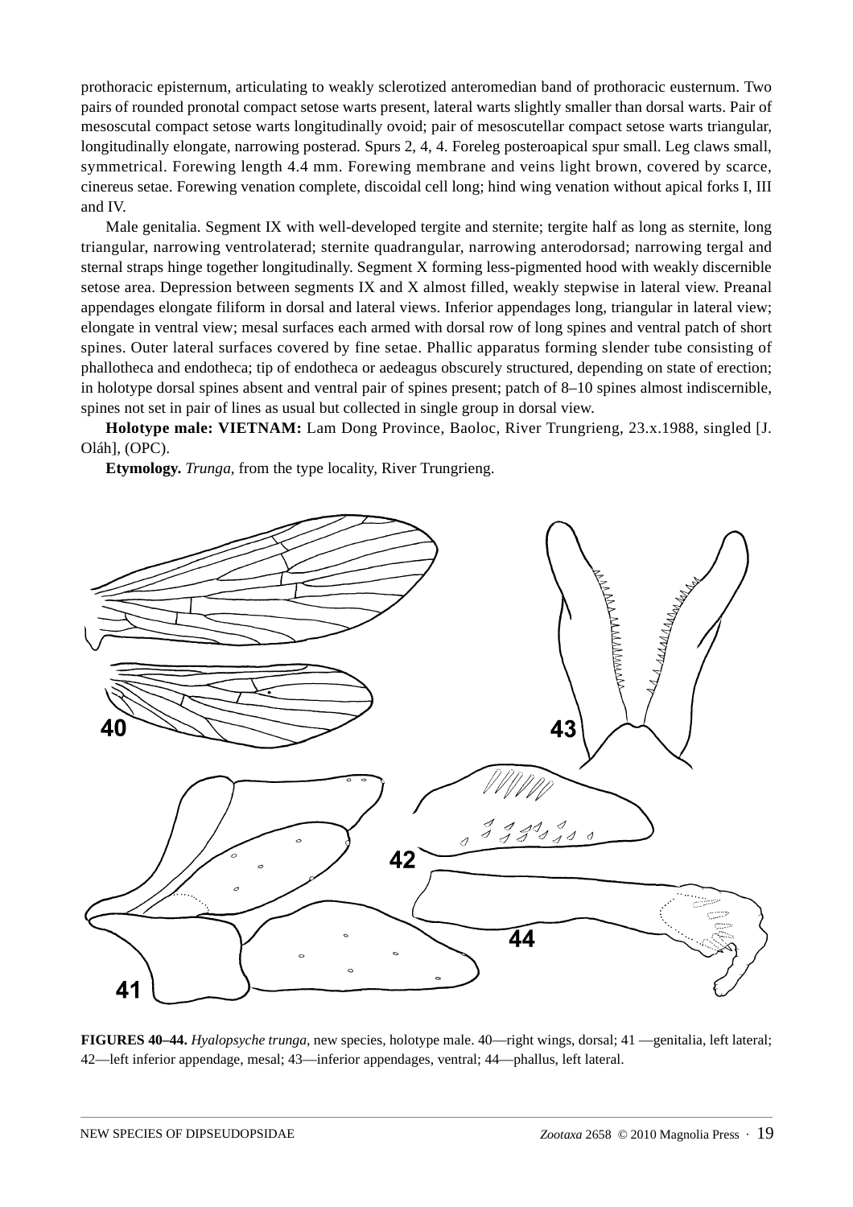prothoracic episternum, articulating to weakly sclerotized anteromedian band of prothoracic eusternum. Two pairs of rounded pronotal compact setose warts present, lateral warts slightly smaller than dorsal warts. Pair of mesoscutal compact setose warts longitudinally ovoid; pair of mesoscutellar compact setose warts triangular, longitudinally elongate, narrowing posterad. Spurs 2, 4, 4. Foreleg posteroapical spur small. Leg claws small, symmetrical. Forewing length 4.4 mm. Forewing membrane and veins light brown, covered by scarce, cinereus setae. Forewing venation complete, discoidal cell long; hind wing venation without apical forks I, III and IV.

Male genitalia. Segment IX with well-developed tergite and sternite; tergite half as long as sternite, long triangular, narrowing ventrolaterad; sternite quadrangular, narrowing anterodorsad; narrowing tergal and sternal straps hinge together longitudinally. Segment X forming less-pigmented hood with weakly discernible setose area. Depression between segments IX and X almost filled, weakly stepwise in lateral view. Preanal appendages elongate filiform in dorsal and lateral views. Inferior appendages long, triangular in lateral view; elongate in ventral view; mesal surfaces each armed with dorsal row of long spines and ventral patch of short spines. Outer lateral surfaces covered by fine setae. Phallic apparatus forming slender tube consisting of phallotheca and endotheca; tip of endotheca or aedeagus obscurely structured, depending on state of erection; in holotype dorsal spines absent and ventral pair of spines present; patch of 8–10 spines almost indiscernible, spines not set in pair of lines as usual but collected in single group in dorsal view.

**Holotype male: VIETNAM:** Lam Dong Province, Baoloc, River Trungrieng, 23.x.1988, singled [J. Oláh], (OPC).

**Etymology.** *Trunga*, from the type locality, River Trungrieng.

**FIGURES 40–44.** *Hyalopsyche trunga*, new species, holotype male. 40—right wings, dorsal; 41 —genitalia, left lateral; 42—left inferior appendage, mesal; 43—inferior appendages, ventral; 44—phallus, left lateral.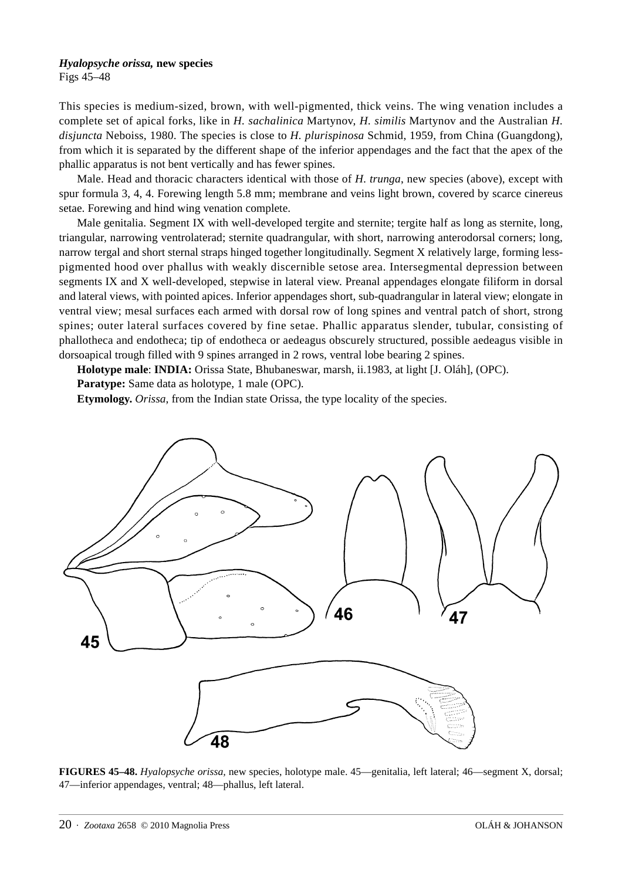***Hyalopsyche orissa*, new species**
Figs 45–48

This species is medium-sized, brown, with well-pigmented, thick veins. The wing venation includes a complete set of apical forks, like in *H. sachalinica* Martynov, *H. similis* Martynov and the Australian *H. disjuncta* Neboiss, 1980. The species is close to *H. plurispinosa* Schmid, 1959, from China (Guangdong), from which it is separated by the different shape of the inferior appendages and the fact that the apex of the phallic apparatus is not bent vertically and has fewer spines.

Male. Head and thoracic characters identical with those of *H. trunga*, new species (above), except with spur formula 3, 4, 4. Forewing length 5.8 mm; membrane and veins light brown, covered by scarce cinereus setae. Forewing and hind wing venation complete.

Male genitalia. Segment IX with well-developed tergite and sternite; tergite half as long as sternite, long, triangular, narrowing ventrolaterad; sternite quadrangular, with short, narrowing anterodorsal corners; long, narrow tergal and short sternal straps hinged together longitudinally. Segment X relatively large, forming less-pigmented hood over phallus with weakly discernible setose area. Intersegmental depression between segments IX and X well-developed, stepwise in lateral view. Preanal appendages elongate filiform in dorsal and lateral views, with pointed apices. Inferior appendages short, sub-quadrangular in lateral view; elongate in ventral view; mesal surfaces each armed with dorsal row of long spines and ventral patch of short, strong spines; outer lateral surfaces covered by fine setae. Phallic apparatus slender, tubular, consisting of phallotheca and endotheca; tip of endotheca or aedeagus obscurely structured, possible aedeagus visible in dorsoapical trough filled with 9 spines arranged in 2 rows, ventral lobe bearing 2 spines.

**Holotype male**: **INDIA:** Orissa State, Bhubaneswar, marsh, ii.1983, at light [J. Oláh], (OPC).

**Paratype:** Same data as holotype, 1 male (OPC).

**Etymology.** *Orissa*, from the Indian state Orissa, the type locality of the species.

**FIGURES 45–48.** *Hyalopsyche orissa*, new species, holotype male. 45—genitalia, left lateral; 46—segment X, dorsal; 47—inferior appendages, ventral; 48—phallus, left lateral.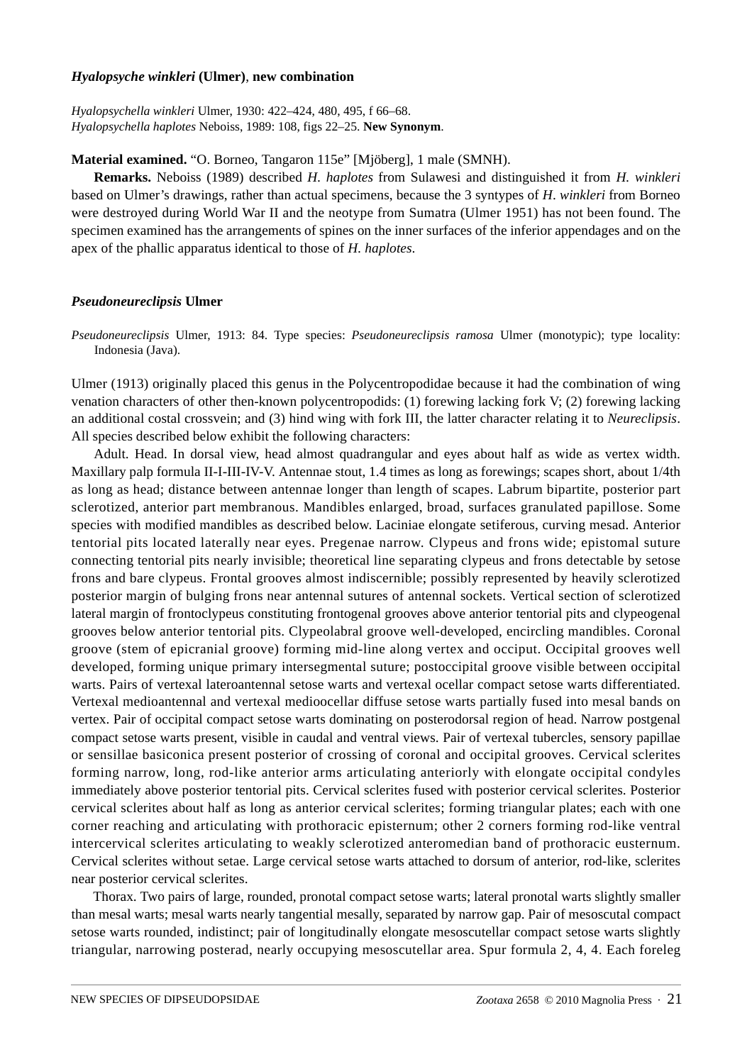### *Hyalopsyche winkleri* (Ulmer), new combination

*Hyalopsychella winkleri* Ulmer, 1930: 422–424, 480, 495, f 66–68.
*Hyalopsychella haplotes* Neboiss, 1989: 108, figs 22–25. **New Synonym**.

**Material examined.** "O. Borneo, Tangaron 115e" [Mjöberg], 1 male (SMNH).

**Remarks.** Neboiss (1989) described *H. haplotes* from Sulawesi and distinguished it from *H. winkleri* based on Ulmer's drawings, rather than actual specimens, because the 3 syntypes of *H. winkleri* from Borneo were destroyed during World War II and the neotype from Sumatra (Ulmer 1951) has not been found. The specimen examined has the arrangements of spines on the inner surfaces of the inferior appendages and on the apex of the phallic apparatus identical to those of *H. haplotes*.

### *Pseudoneureclipsis* Ulmer

*Pseudoneureclipsis* Ulmer, 1913: 84. Type species: *Pseudoneureclipsis ramosa* Ulmer (monotypic); type locality: Indonesia (Java).

Ulmer (1913) originally placed this genus in the Polycentropodidae because it had the combination of wing venation characters of other then-known polycentropodids: (1) forewing lacking fork V; (2) forewing lacking an additional costal crossvein; and (3) hind wing with fork III, the latter character relating it to *Neureclipsis*. All species described below exhibit the following characters:

Adult. Head. In dorsal view, head almost quadrangular and eyes about half as wide as vertex width. Maxillary palp formula II-I-III-IV-V. Antennae stout, 1.4 times as long as forewings; scapes short, about 1/4th as long as head; distance between antennae longer than length of scapes. Labrum bipartite, posterior part sclerotized, anterior part membranous. Mandibles enlarged, broad, surfaces granulated papillose. Some species with modified mandibles as described below. Laciniae elongate setiferous, curving mesad. Anterior tentorial pits located laterally near eyes. Pregenae narrow. Clypeus and frons wide; epistomal suture connecting tentorial pits nearly invisible; theoretical line separating clypeus and frons detectable by setose frons and bare clypeus. Frontal grooves almost indiscernible; possibly represented by heavily sclerotized posterior margin of bulging frons near antennal sutures of antennal sockets. Vertical section of sclerotized lateral margin of frontoclypeus constituting frontogenal grooves above anterior tentorial pits and clypeogenal grooves below anterior tentorial pits. Clypeolabral groove well-developed, encircling mandibles. Coronal groove (stem of epicranial groove) forming mid-line along vertex and occiput. Occipital grooves well developed, forming unique primary intersegmental suture; postoccipital groove visible between occipital warts. Pairs of vertexal lateroantennal setose warts and vertexal ocellar compact setose warts differentiated. Vertexal medioantennal and vertexal mediocellar diffuse setose warts partially fused into mesal bands on vertex. Pair of occipital compact setose warts dominating on posterodorsal region of head. Narrow postgenal compact setose warts present, visible in caudal and ventral views. Pair of vertexal tubercles, sensory papillae or sensillae basiconica present posterior of crossing of coronal and occipital grooves. Cervical sclerites forming narrow, long, rod-like anterior arms articulating anteriorly with elongate occipital condyles immediately above posterior tentorial pits. Cervical sclerites fused with posterior cervical sclerites. Posterior cervical sclerites about half as long as anterior cervical sclerites; forming triangular plates; each with one corner reaching and articulating with prothoracic episternum; other 2 corners forming rod-like ventral intercervical sclerites articulating to weakly sclerotized anteromedian band of prothoracic eusternum. Cervical sclerites without setae. Large cervical setose warts attached to dorsum of anterior, rod-like, sclerites near posterior cervical sclerites.

Thorax. Two pairs of large, rounded, pronotal compact setose warts; lateral pronotal warts slightly smaller than mesal warts; mesal warts nearly tangential mesally, separated by narrow gap. Pair of mesoscutal compact setose warts rounded, indistinct; pair of longitudinally elongate mesoscutellar compact setose warts slightly triangular, narrowing posterad, nearly occupying mesoscutellar area. Spur formula 2, 4, 4. Each foreleg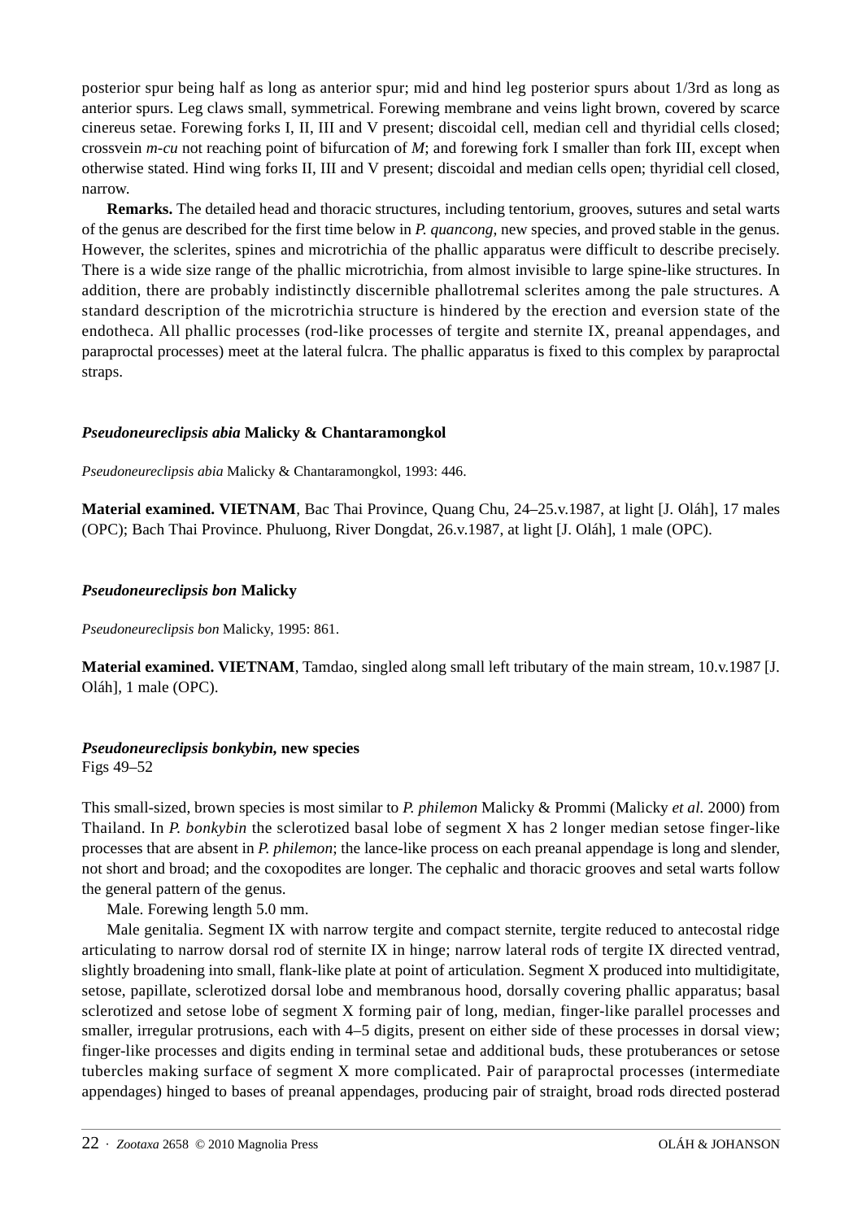posterior spur being half as long as anterior spur; mid and hind leg posterior spurs about 1/3rd as long as anterior spurs. Leg claws small, symmetrical. Forewing membrane and veins light brown, covered by scarce cinereus setae. Forewing forks I, II, III and V present; discoidal cell, median cell and thyridial cells closed; crossvein *m-cu* not reaching point of bifurcation of *M*; and forewing fork I smaller than fork III, except when otherwise stated. Hind wing forks II, III and V present; discoidal and median cells open; thyridial cell closed, narrow.

**Remarks.** The detailed head and thoracic structures, including tentorium, grooves, sutures and setal warts of the genus are described for the first time below in *P. quancong*, new species, and proved stable in the genus. However, the sclerites, spines and microtrichia of the phallic apparatus were difficult to describe precisely. There is a wide size range of the phallic microtrichia, from almost invisible to large spine-like structures. In addition, there are probably indistinctly discernible phallotremal sclerites among the pale structures. A standard description of the microtrichia structure is hindered by the erection and eversion state of the endotheca. All phallic processes (rod-like processes of tergite and sternite IX, preanal appendages, and paraproctal processes) meet at the lateral fulcra. The phallic apparatus is fixed to this complex by paraproctal straps.

### *Pseudoneureclipsis abia* Malicky & Chantaramongkol

*Pseudoneureclipsis abia* Malicky & Chantaramongkol, 1993: 446.

**Material examined. VIETNAM**, Bac Thai Province, Quang Chu, 24–25.v.1987, at light [J. Oláh], 17 males (OPC); Bach Thai Province. Phuluong, River Dongdat, 26.v.1987, at light [J. Oláh], 1 male (OPC).

### *Pseudoneureclipsis bon* Malicky

*Pseudoneureclipsis bon* Malicky, 1995: 861.

**Material examined. VIETNAM**, Tamdao, singled along small left tributary of the main stream, 10.v.1987 [J. Oláh], 1 male (OPC).

### *Pseudoneureclipsis bonkybin*, new species

Figs 49–52

This small-sized, brown species is most similar to *P. philemon* Malicky & Prommi (Malicky *et al*. 2000) from Thailand. In *P. bonkybin* the sclerotized basal lobe of segment X has 2 longer median setose finger-like processes that are absent in *P. philemon*; the lance-like process on each preanal appendage is long and slender, not short and broad; and the coxopodites are longer. The cephalic and thoracic grooves and setal warts follow the general pattern of the genus.

Male. Forewing length 5.0 mm.

Male genitalia. Segment IX with narrow tergite and compact sternite, tergite reduced to antecostal ridge articulating to narrow dorsal rod of sternite IX in hinge; narrow lateral rods of tergite IX directed ventrad, slightly broadening into small, flank-like plate at point of articulation. Segment X produced into multidigitate, setose, papillate, sclerotized dorsal lobe and membranous hood, dorsally covering phallic apparatus; basal sclerotized and setose lobe of segment X forming pair of long, median, finger-like parallel processes and smaller, irregular protrusions, each with 4–5 digits, present on either side of these processes in dorsal view; finger-like processes and digits ending in terminal setae and additional buds, these protuberances or setose tubercles making surface of segment X more complicated. Pair of paraproctal processes (intermediate appendages) hinged to bases of preanal appendages, producing pair of straight, broad rods directed posterad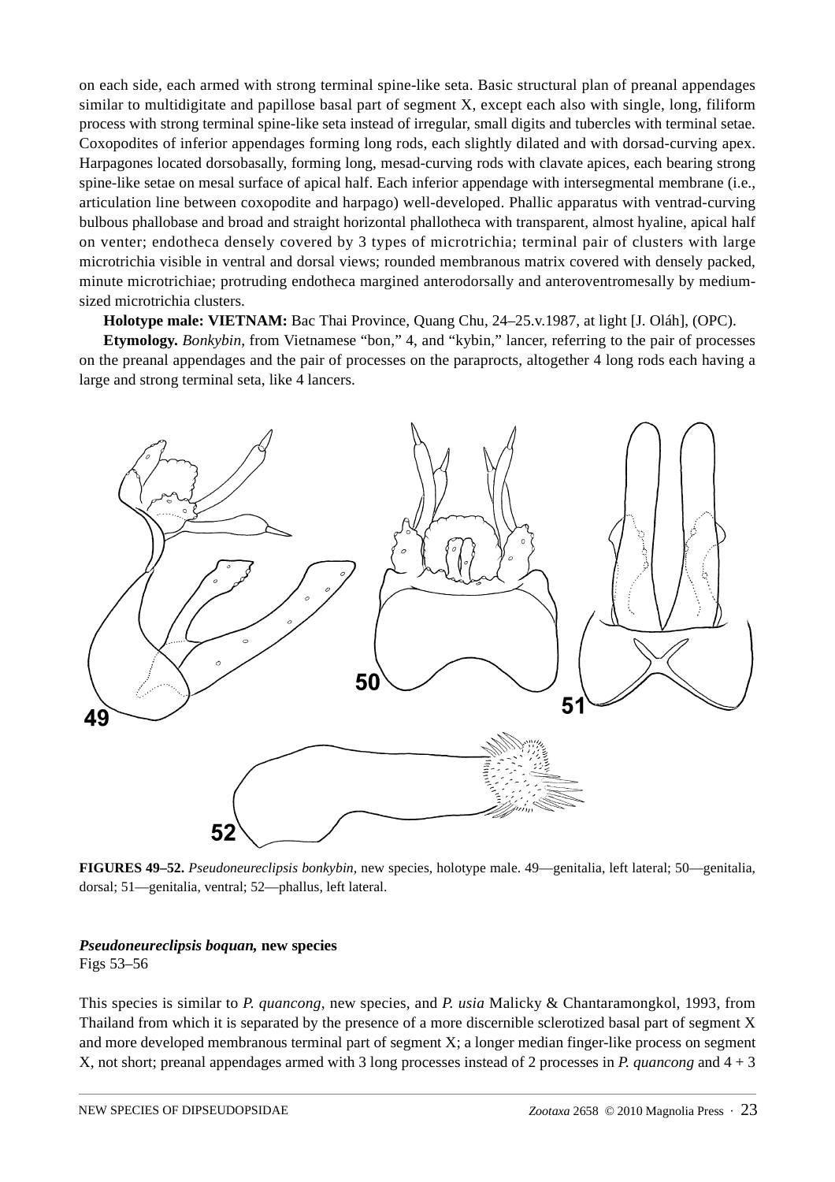on each side, each armed with strong terminal spine-like seta. Basic structural plan of preanal appendages similar to multidigitate and papillose basal part of segment X, except each also with single, long, filiform process with strong terminal spine-like seta instead of irregular, small digits and tubercles with terminal setae. Coxopodites of inferior appendages forming long rods, each slightly dilated and with dorsad-curving apex. Harpagones located dorsobasally, forming long, mesad-curving rods with clavate apices, each bearing strong spine-like setae on mesal surface of apical half. Each inferior appendage with intersegmental membrane (i.e., articulation line between coxopodite and harpago) well-developed. Phallic apparatus with ventrad-curving bulbous phallobase and broad and straight horizontal phallotheca with transparent, almost hyaline, apical half on venter; endotheca densely covered by 3 types of microtrichia; terminal pair of clusters with large microtrichia visible in ventral and dorsal views; rounded membranous matrix covered with densely packed, minute microtrichiae; protruding endotheca margined anterodorsally and anteroventromesally by medium-sized microtrichia clusters.

**Holotype male: VIETNAM:** Bac Thai Province, Quang Chu, 24–25.v.1987, at light [J. Oláh], (OPC).

**Etymology.** *Bonkybin*, from Vietnamese "bon," 4, and "kybin," lancer, referring to the pair of processes on the preanal appendages and the pair of processes on the paraprocts, altogether 4 long rods each having a large and strong terminal seta, like 4 lancers.

**FIGURES 49–52.** *Pseudoneureclipsis bonkybin*, new species, holotype male. 49—genitalia, left lateral; 50—genitalia, dorsal; 51—genitalia, ventral; 52—phallus, left lateral.

### *Pseudoneureclipsis boquan,* new species

Figs 53–56

This species is similar to *P. quancong*, new species, and *P. usia* Malicky & Chantaramongkol, 1993, from Thailand from which it is separated by the presence of a more discernible sclerotized basal part of segment X and more developed membranous terminal part of segment X; a longer median finger-like process on segment X, not short; preanal appendages armed with 3 long processes instead of 2 processes in *P. quancong* and 4 + 3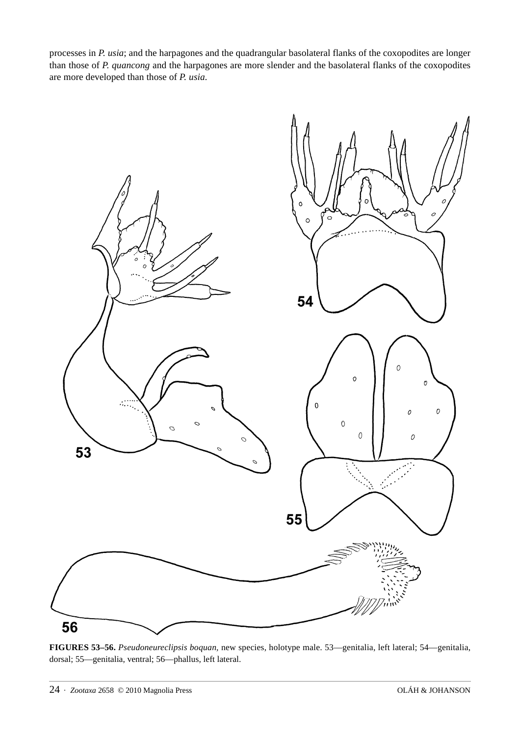processes in *P. usia*; and the harpagones and the quadrangular basolateral flanks of the coxopodites are longer than those of *P. quancong* and the harpagones are more slender and the basolateral flanks of the coxopodites are more developed than those of *P. usia*.

**FIGURES 53–56.** *Pseudoneureclipsis boquan*, new species, holotype male. 53—genitalia, left lateral; 54—genitalia, dorsal; 55—genitalia, ventral; 56—phallus, left lateral.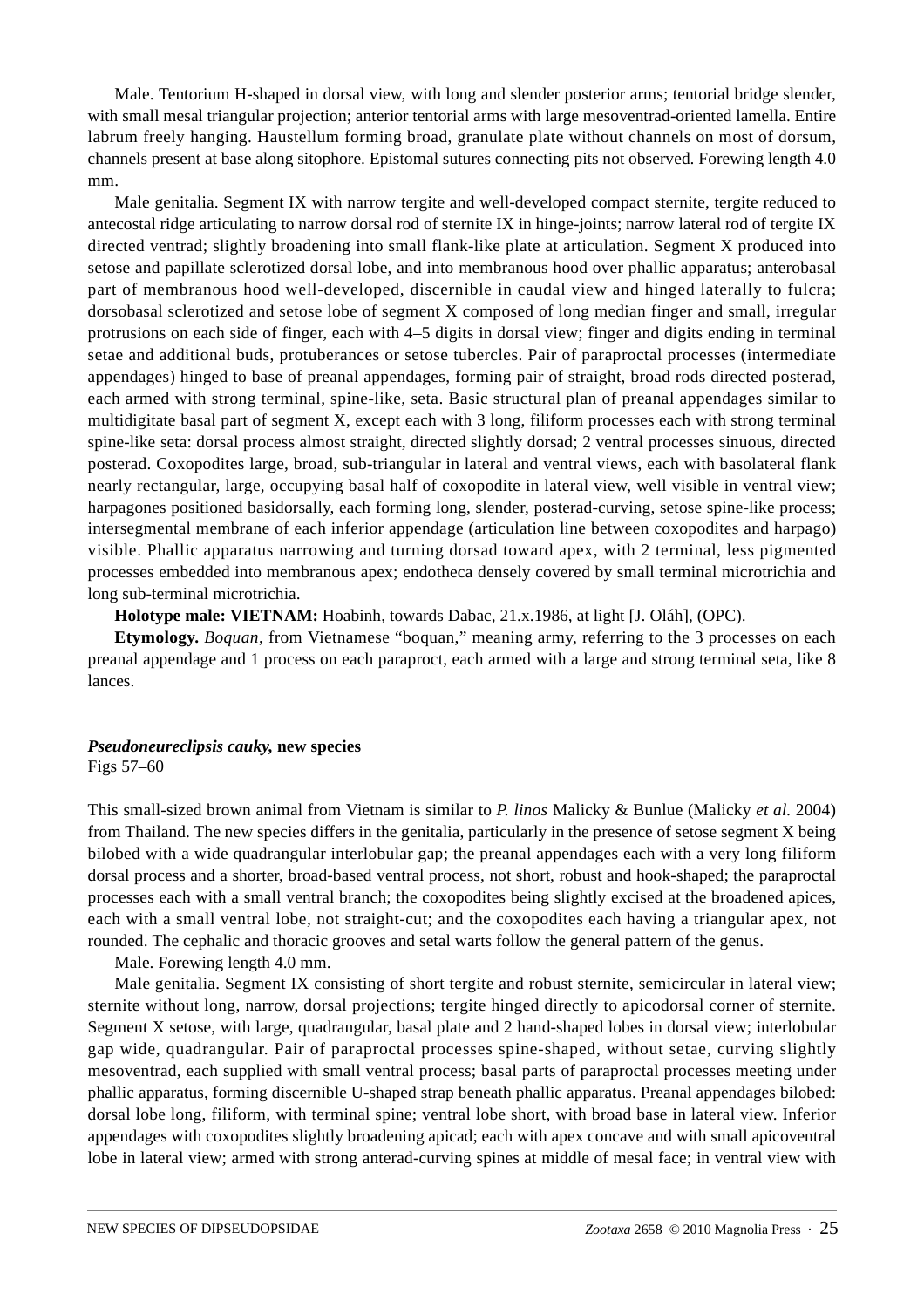Male. Tentorium H-shaped in dorsal view, with long and slender posterior arms; tentorial bridge slender, with small mesal triangular projection; anterior tentorial arms with large mesoventrad-oriented lamella. Entire labrum freely hanging. Haustellum forming broad, granulate plate without channels on most of dorsum, channels present at base along sitophore. Epistomal sutures connecting pits not observed. Forewing length 4.0 mm.

Male genitalia. Segment IX with narrow tergite and well-developed compact sternite, tergite reduced to antecostal ridge articulating to narrow dorsal rod of sternite IX in hinge-joints; narrow lateral rod of tergite IX directed ventrad; slightly broadening into small flank-like plate at articulation. Segment X produced into setose and papillate sclerotized dorsal lobe, and into membranous hood over phallic apparatus; anterobasal part of membranous hood well-developed, discernible in caudal view and hinged laterally to fulcra; dorsobasal sclerotized and setose lobe of segment X composed of long median finger and small, irregular protrusions on each side of finger, each with 4–5 digits in dorsal view; finger and digits ending in terminal setae and additional buds, protuberances or setose tubercles. Pair of paraproctal processes (intermediate appendages) hinged to base of preanal appendages, forming pair of straight, broad rods directed posterad, each armed with strong terminal, spine-like, seta. Basic structural plan of preanal appendages similar to multidigitate basal part of segment X, except each with 3 long, filiform processes each with strong terminal spine-like seta: dorsal process almost straight, directed slightly dorsad; 2 ventral processes sinuous, directed posterad. Coxopodites large, broad, sub-triangular in lateral and ventral views, each with basolateral flank nearly rectangular, large, occupying basal half of coxopodite in lateral view, well visible in ventral view; harpagones positioned basidorsally, each forming long, slender, posterad-curving, setose spine-like process; intersegmental membrane of each inferior appendage (articulation line between coxopodites and harpago) visible. Phallic apparatus narrowing and turning dorsad toward apex, with 2 terminal, less pigmented processes embedded into membranous apex; endotheca densely covered by small terminal microtrichia and long sub-terminal microtrichia.

**Holotype male: VIETNAM:** Hoabinh, towards Dabac, 21.x.1986, at light [J. Oláh], (OPC).

**Etymology.** *Boquan*, from Vietnamese "boquan," meaning army, referring to the 3 processes on each preanal appendage and 1 process on each paraproct, each armed with a large and strong terminal seta, like 8 lances.

### *Pseudoneureclipsis cauky,* new species

Figs 57–60

This small-sized brown animal from Vietnam is similar to *P. linos* Malicky & Bunlue (Malicky *et al.* 2004) from Thailand. The new species differs in the genitalia, particularly in the presence of setose segment X being bilobed with a wide quadrangular interlobular gap; the preanal appendages each with a very long filiform dorsal process and a shorter, broad-based ventral process, not short, robust and hook-shaped; the paraproctal processes each with a small ventral branch; the coxopodites being slightly excised at the broadened apices, each with a small ventral lobe, not straight-cut; and the coxopodites each having a triangular apex, not rounded. The cephalic and thoracic grooves and setal warts follow the general pattern of the genus.

Male. Forewing length 4.0 mm.

Male genitalia. Segment IX consisting of short tergite and robust sternite, semicircular in lateral view; sternite without long, narrow, dorsal projections; tergite hinged directly to apicodorsal corner of sternite. Segment X setose, with large, quadrangular, basal plate and 2 hand-shaped lobes in dorsal view; interlobular gap wide, quadrangular. Pair of paraproctal processes spine-shaped, without setae, curving slightly mesoventrad, each supplied with small ventral process; basal parts of paraproctal processes meeting under phallic apparatus, forming discernible U-shaped strap beneath phallic apparatus. Preanal appendages bilobed: dorsal lobe long, filiform, with terminal spine; ventral lobe short, with broad base in lateral view. Inferior appendages with coxopodites slightly broadening apicad; each with apex concave and with small apicoventral lobe in lateral view; armed with strong anterad-curving spines at middle of mesal face; in ventral view with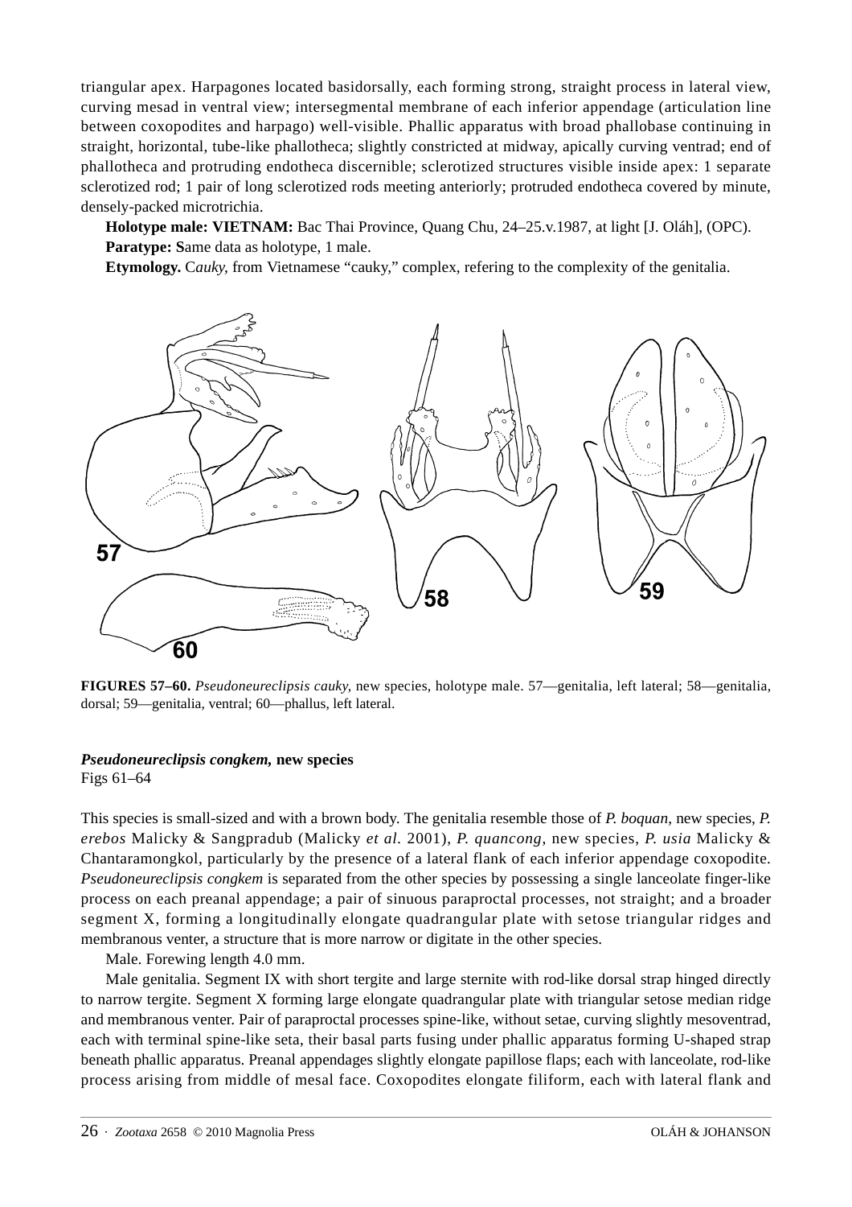triangular apex. Harpagones located basidorsally, each forming strong, straight process in lateral view, curving mesad in ventral view; intersegmental membrane of each inferior appendage (articulation line between coxopodites and harpago) well-visible. Phallic apparatus with broad phallobase continuing in straight, horizontal, tube-like phallotheca; slightly constricted at midway, apically curving ventrad; end of phallotheca and protruding endotheca discernible; sclerotized structures visible inside apex: 1 separate sclerotized rod; 1 pair of long sclerotized rods meeting anteriorly; protruded endotheca covered by minute, densely-packed microtrichia.

**Holotype male: VIETNAM:** Bac Thai Province, Quang Chu, 24–25.v.1987, at light [J. Oláh], (OPC).

**Paratype: S**ame data as holotype, 1 male.

**Etymology.** C*auky*, from Vietnamese "cauky," complex, refering to the complexity of the genitalia.

**FIGURES 57–60.** *Pseudoneureclipsis cauky*, new species, holotype male. 57—genitalia, left lateral; 58—genitalia, dorsal; 59—genitalia, ventral; 60—phallus, left lateral.

***Pseudoneureclipsis congkem*, new species**

Figs 61–64

This species is small-sized and with a brown body. The genitalia resemble those of *P. boquan*, new species, *P. erebos* Malicky & Sangpradub (Malicky *et al.* 2001), *P. quancong*, new species, *P. usia* Malicky & Chantaramongkol, particularly by the presence of a lateral flank of each inferior appendage coxopodite. *Pseudoneureclipsis congkem* is separated from the other species by possessing a single lanceolate finger-like process on each preanal appendage; a pair of sinuous paraproctal processes, not straight; and a broader segment X, forming a longitudinally elongate quadrangular plate with setose triangular ridges and membranous venter, a structure that is more narrow or digitate in the other species.

Male. Forewing length 4.0 mm.

Male genitalia. Segment IX with short tergite and large sternite with rod-like dorsal strap hinged directly to narrow tergite. Segment X forming large elongate quadrangular plate with triangular setose median ridge and membranous venter. Pair of paraproctal processes spine-like, without setae, curving slightly mesoventrad, each with terminal spine-like seta, their basal parts fusing under phallic apparatus forming U-shaped strap beneath phallic apparatus. Preanal appendages slightly elongate papillose flaps; each with lanceolate, rod-like process arising from middle of mesal face. Coxopodites elongate filiform, each with lateral flank and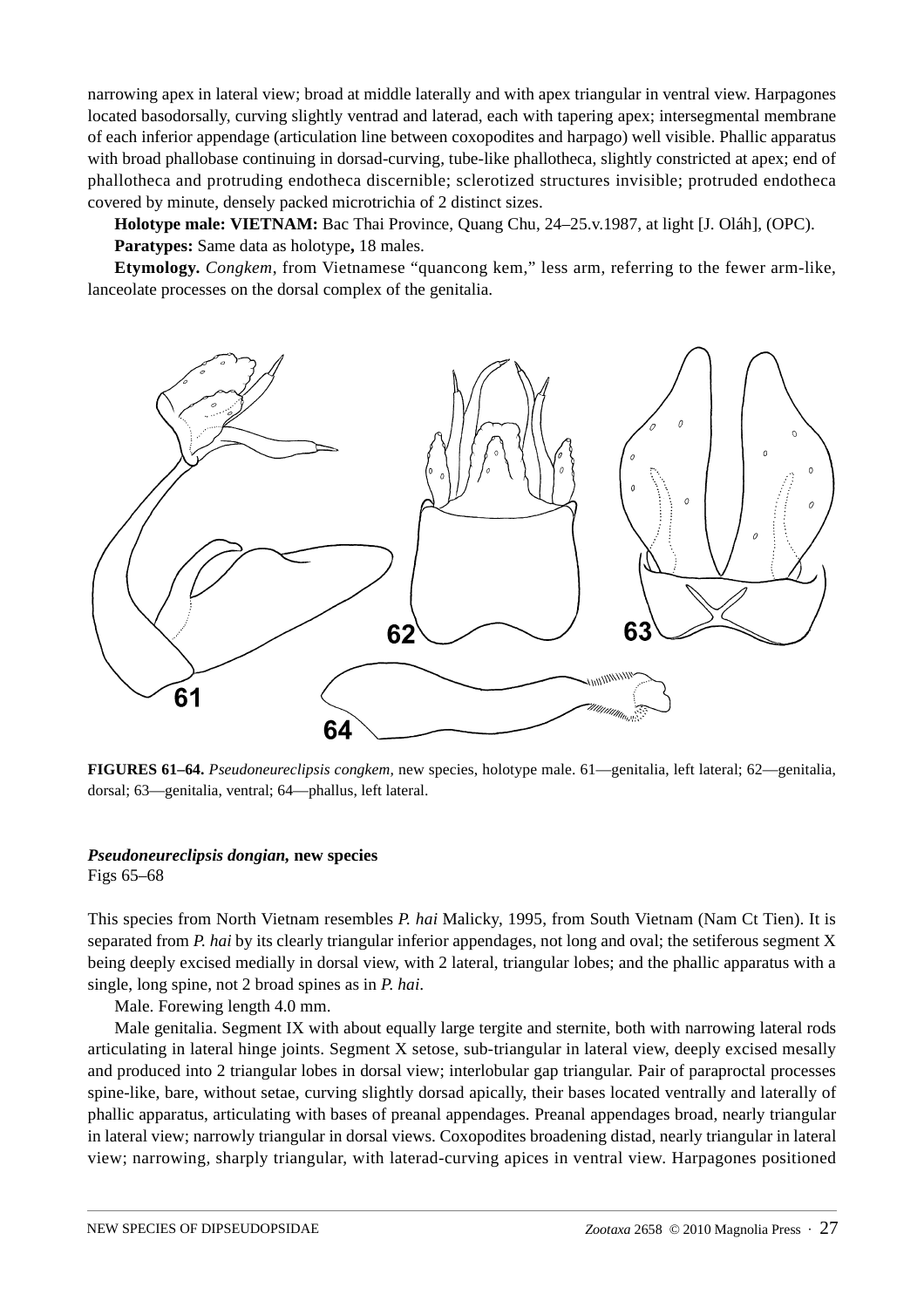narrowing apex in lateral view; broad at middle laterally and with apex triangular in ventral view. Harpagones located basodorsally, curving slightly ventrad and laterad, each with tapering apex; intersegmental membrane of each inferior appendage (articulation line between coxopodites and harpago) well visible. Phallic apparatus with broad phallobase continuing in dorsad-curving, tube-like phallotheca, slightly constricted at apex; end of phallotheca and protruding endotheca discernible; sclerotized structures invisible; protruded endotheca covered by minute, densely packed microtrichia of 2 distinct sizes.

**Holotype male: VIETNAM:** Bac Thai Province, Quang Chu, 24–25.v.1987, at light [J. Oláh], (OPC).

**Paratypes:** Same data as holotype**,** 18 males.

**Etymology.** *Congkem*, from Vietnamese "quancong kem," less arm, referring to the fewer arm-like, lanceolate processes on the dorsal complex of the genitalia.

**FIGURES 61–64.** *Pseudoneureclipsis congkem,* new species, holotype male. 61—genitalia, left lateral; 62—genitalia, dorsal; 63—genitalia, ventral; 64—phallus, left lateral.

***Pseudoneureclipsis dongian,*** **new species**
Figs 65–68

This species from North Vietnam resembles *P. hai* Malicky, 1995, from South Vietnam (Nam Ct Tien). It is separated from *P. hai* by its clearly triangular inferior appendages, not long and oval; the setiferous segment X being deeply excised medially in dorsal view, with 2 lateral, triangular lobes; and the phallic apparatus with a single, long spine, not 2 broad spines as in *P. hai*.

Male. Forewing length 4.0 mm.

Male genitalia. Segment IX with about equally large tergite and sternite, both with narrowing lateral rods articulating in lateral hinge joints. Segment X setose, sub-triangular in lateral view, deeply excised mesally and produced into 2 triangular lobes in dorsal view; interlobular gap triangular. Pair of paraproctal processes spine-like, bare, without setae, curving slightly dorsad apically, their bases located ventrally and laterally of phallic apparatus, articulating with bases of preanal appendages. Preanal appendages broad, nearly triangular in lateral view; narrowly triangular in dorsal views. Coxopodites broadening distad, nearly triangular in lateral view; narrowing, sharply triangular, with laterad-curving apices in ventral view. Harpagones positioned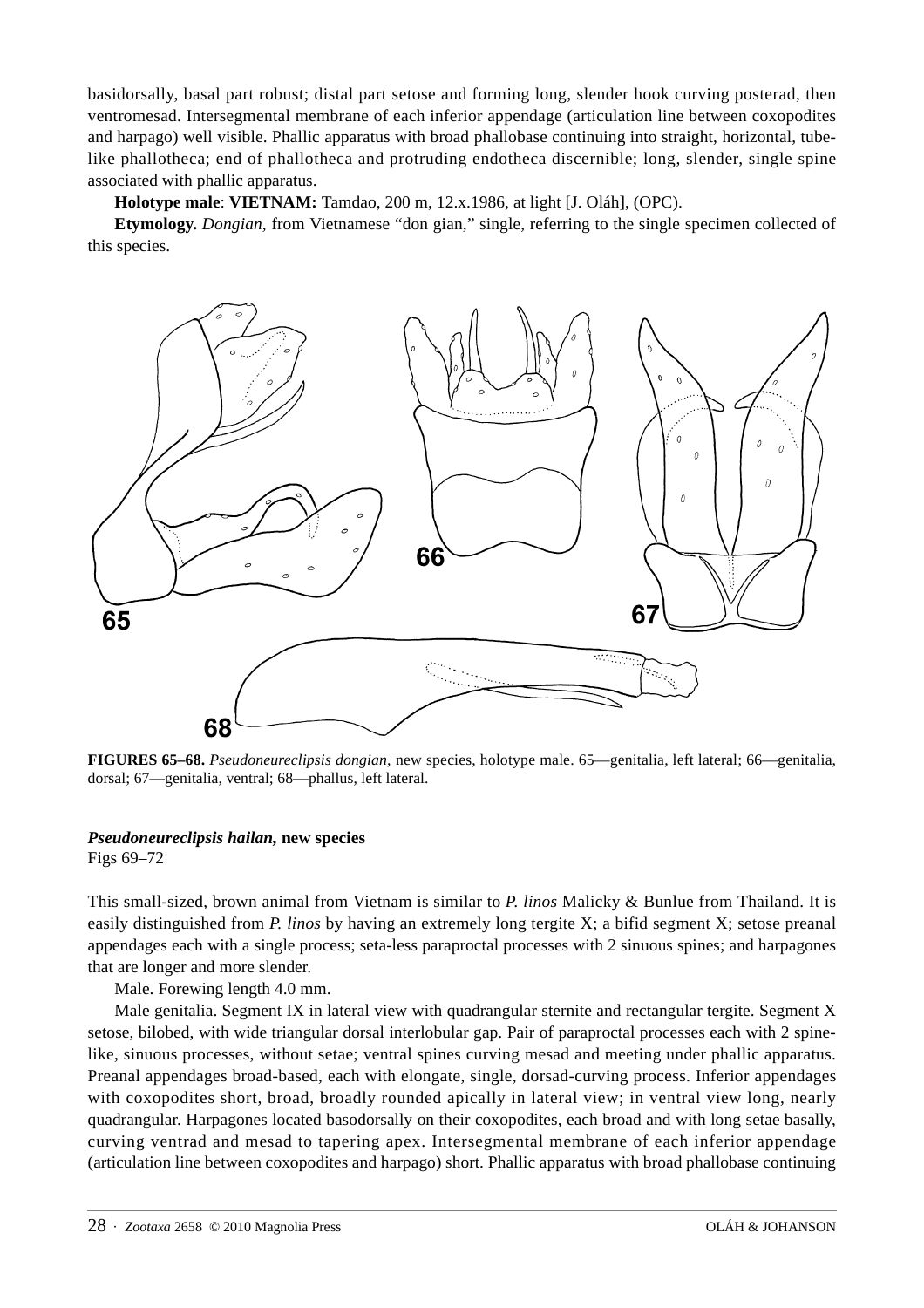basidorsally, basal part robust; distal part setose and forming long, slender hook curving posterad, then ventromesad. Intersegmental membrane of each inferior appendage (articulation line between coxopodites and harpago) well visible. Phallic apparatus with broad phallobase continuing into straight, horizontal, tube-like phallotheca; end of phallotheca and protruding endotheca discernible; long, slender, single spine associated with phallic apparatus.

**Holotype male**: **VIETNAM:** Tamdao, 200 m, 12.x.1986, at light [J. Oláh], (OPC).

**Etymology.** *Dongian*, from Vietnamese "don gian," single, referring to the single specimen collected of this species.

**FIGURES 65–68.** *Pseudoneureclipsis dongian,* new species, holotype male. 65—genitalia, left lateral; 66—genitalia, dorsal; 67—genitalia, ventral; 68—phallus, left lateral.

### *Pseudoneureclipsis hailan,* new species

Figs 69–72

This small-sized, brown animal from Vietnam is similar to *P. linos* Malicky & Bunlue from Thailand. It is easily distinguished from *P. linos* by having an extremely long tergite X; a bifid segment X; setose preanal appendages each with a single process; seta-less paraproctal processes with 2 sinuous spines; and harpagones that are longer and more slender.

Male. Forewing length 4.0 mm.

Male genitalia. Segment IX in lateral view with quadrangular sternite and rectangular tergite. Segment X setose, bilobed, with wide triangular dorsal interlobular gap. Pair of paraproctal processes each with 2 spine-like, sinuous processes, without setae; ventral spines curving mesad and meeting under phallic apparatus. Preanal appendages broad-based, each with elongate, single, dorsad-curving process. Inferior appendages with coxopodites short, broad, broadly rounded apically in lateral view; in ventral view long, nearly quadrangular. Harpagones located basodorsally on their coxopodites, each broad and with long setae basally, curving ventrad and mesad to tapering apex. Intersegmental membrane of each inferior appendage (articulation line between coxopodites and harpago) short. Phallic apparatus with broad phallobase continuing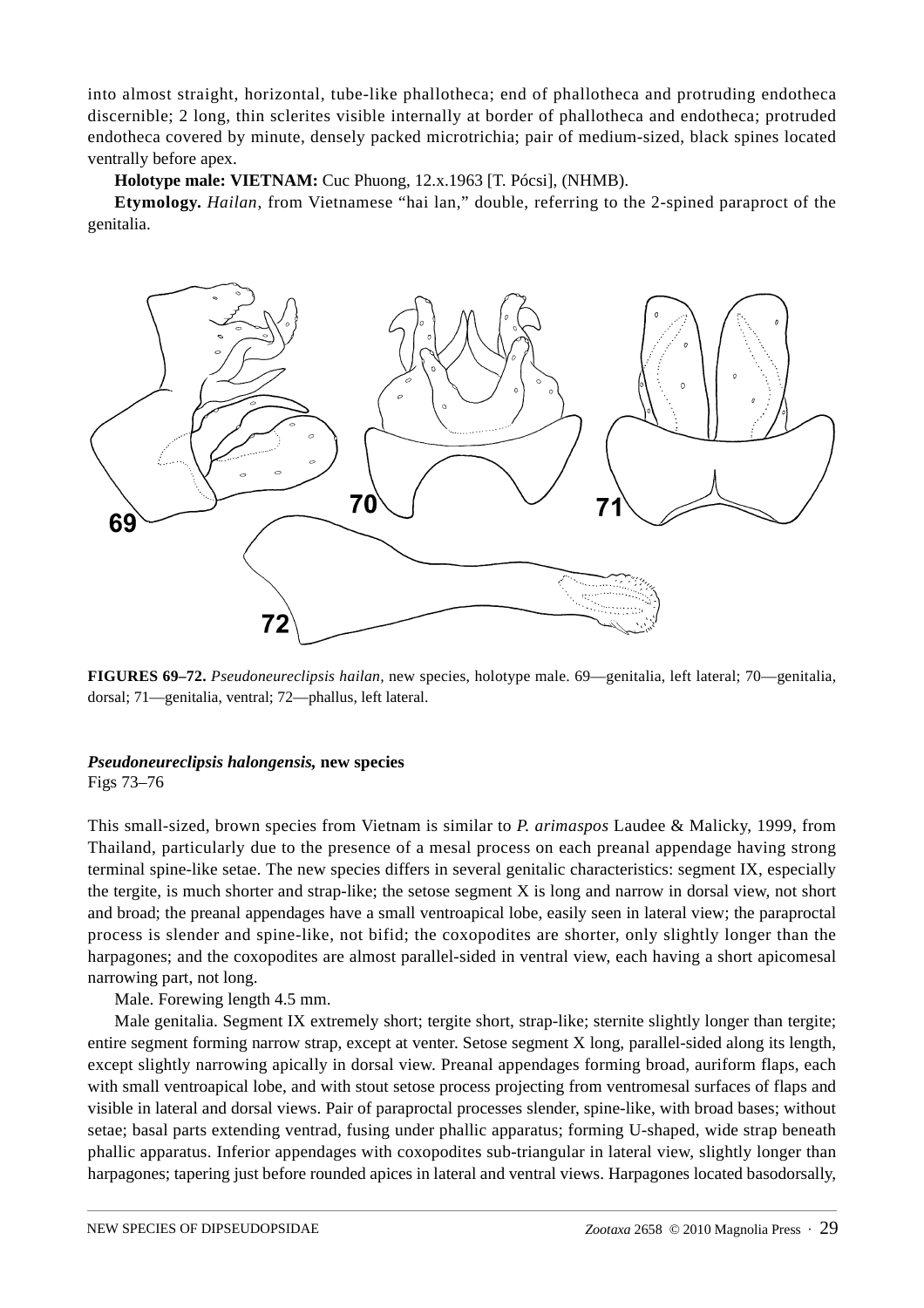into almost straight, horizontal, tube-like phallotheca; end of phallotheca and protruding endotheca discernible; 2 long, thin sclerites visible internally at border of phallotheca and endotheca; protruded endotheca covered by minute, densely packed microtrichia; pair of medium-sized, black spines located ventrally before apex.

**Holotype male: VIETNAM:** Cuc Phuong, 12.x.1963 [T. Pócsi], (NHMB).

**Etymology.** *Hailan*, from Vietnamese "hai lan," double, referring to the 2-spined paraproct of the genitalia.

**FIGURES 69–72.** *Pseudoneureclipsis hailan*, new species, holotype male. 69—genitalia, left lateral; 70—genitalia, dorsal; 71—genitalia, ventral; 72—phallus, left lateral.

### *Pseudoneureclipsis halongensis*, new species

Figs 73–76

This small-sized, brown species from Vietnam is similar to *P. arimaspos* Laudee & Malicky, 1999, from Thailand, particularly due to the presence of a mesal process on each preanal appendage having strong terminal spine-like setae. The new species differs in several genitalic characteristics: segment IX, especially the tergite, is much shorter and strap-like; the setose segment X is long and narrow in dorsal view, not short and broad; the preanal appendages have a small ventroapical lobe, easily seen in lateral view; the paraproctal process is slender and spine-like, not bifid; the coxopodites are shorter, only slightly longer than the harpagones; and the coxopodites are almost parallel-sided in ventral view, each having a short apicomesal narrowing part, not long.

Male. Forewing length 4.5 mm.

Male genitalia. Segment IX extremely short; tergite short, strap-like; sternite slightly longer than tergite; entire segment forming narrow strap, except at venter. Setose segment X long, parallel-sided along its length, except slightly narrowing apically in dorsal view. Preanal appendages forming broad, auriform flaps, each with small ventroapical lobe, and with stout setose process projecting from ventromesal surfaces of flaps and visible in lateral and dorsal views. Pair of paraproctal processes slender, spine-like, with broad bases; without setae; basal parts extending ventrad, fusing under phallic apparatus; forming U-shaped, wide strap beneath phallic apparatus. Inferior appendages with coxopodites sub-triangular in lateral view, slightly longer than harpagones; tapering just before rounded apices in lateral and ventral views. Harpagones located basodorsally,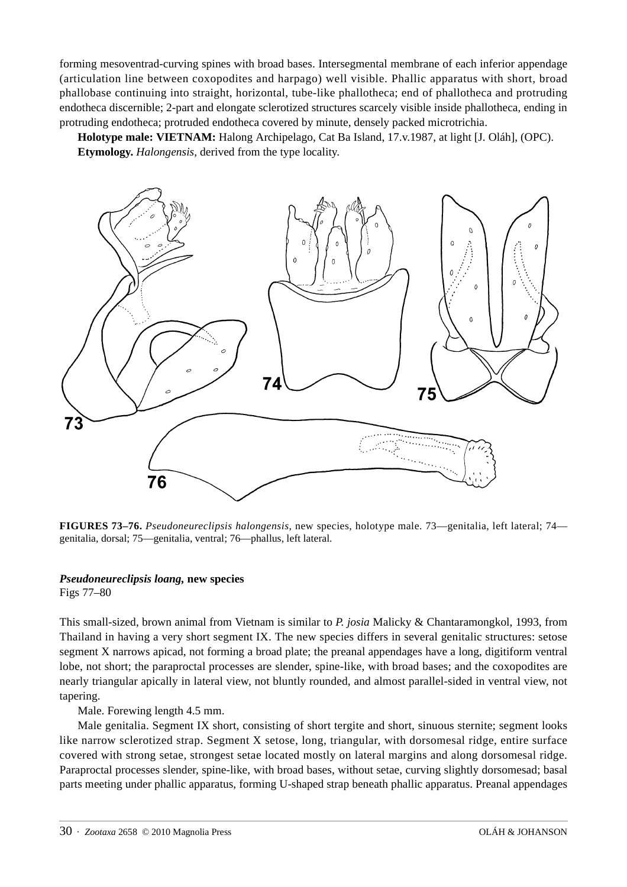forming mesoventrad-curving spines with broad bases. Intersegmental membrane of each inferior appendage (articulation line between coxopodites and harpago) well visible. Phallic apparatus with short, broad phallobase continuing into straight, horizontal, tube-like phallotheca; end of phallotheca and protruding endotheca discernible; 2-part and elongate sclerotized structures scarcely visible inside phallotheca, ending in protruding endotheca; protruded endotheca covered by minute, densely packed microtrichia.

**Holotype male: VIETNAM:** Halong Archipelago, Cat Ba Island, 17.v.1987, at light [J. Oláh], (OPC).

**Etymology.** *Halongensis*, derived from the type locality.

**FIGURES 73–76.** *Pseudoneureclipsis halongensis,* new species, holotype male. 73—genitalia, left lateral; 74—genitalia, dorsal; 75—genitalia, ventral; 76—phallus, left lateral.

### *Pseudoneureclipsis loang,* new species

Figs 77–80

This small-sized, brown animal from Vietnam is similar to *P. josia* Malicky & Chantaramongkol, 1993, from Thailand in having a very short segment IX. The new species differs in several genitalic structures: setose segment X narrows apicad, not forming a broad plate; the preanal appendages have a long, digitiform ventral lobe, not short; the paraproctal processes are slender, spine-like, with broad bases; and the coxopodites are nearly triangular apically in lateral view, not bluntly rounded, and almost parallel-sided in ventral view, not tapering.

Male. Forewing length 4.5 mm.

Male genitalia. Segment IX short, consisting of short tergite and short, sinuous sternite; segment looks like narrow sclerotized strap. Segment X setose, long, triangular, with dorsomesal ridge, entire surface covered with strong setae, strongest setae located mostly on lateral margins and along dorsomesal ridge. Paraproctal processes slender, spine-like, with broad bases, without setae, curving slightly dorsomesad; basal parts meeting under phallic apparatus, forming U-shaped strap beneath phallic apparatus. Preanal appendages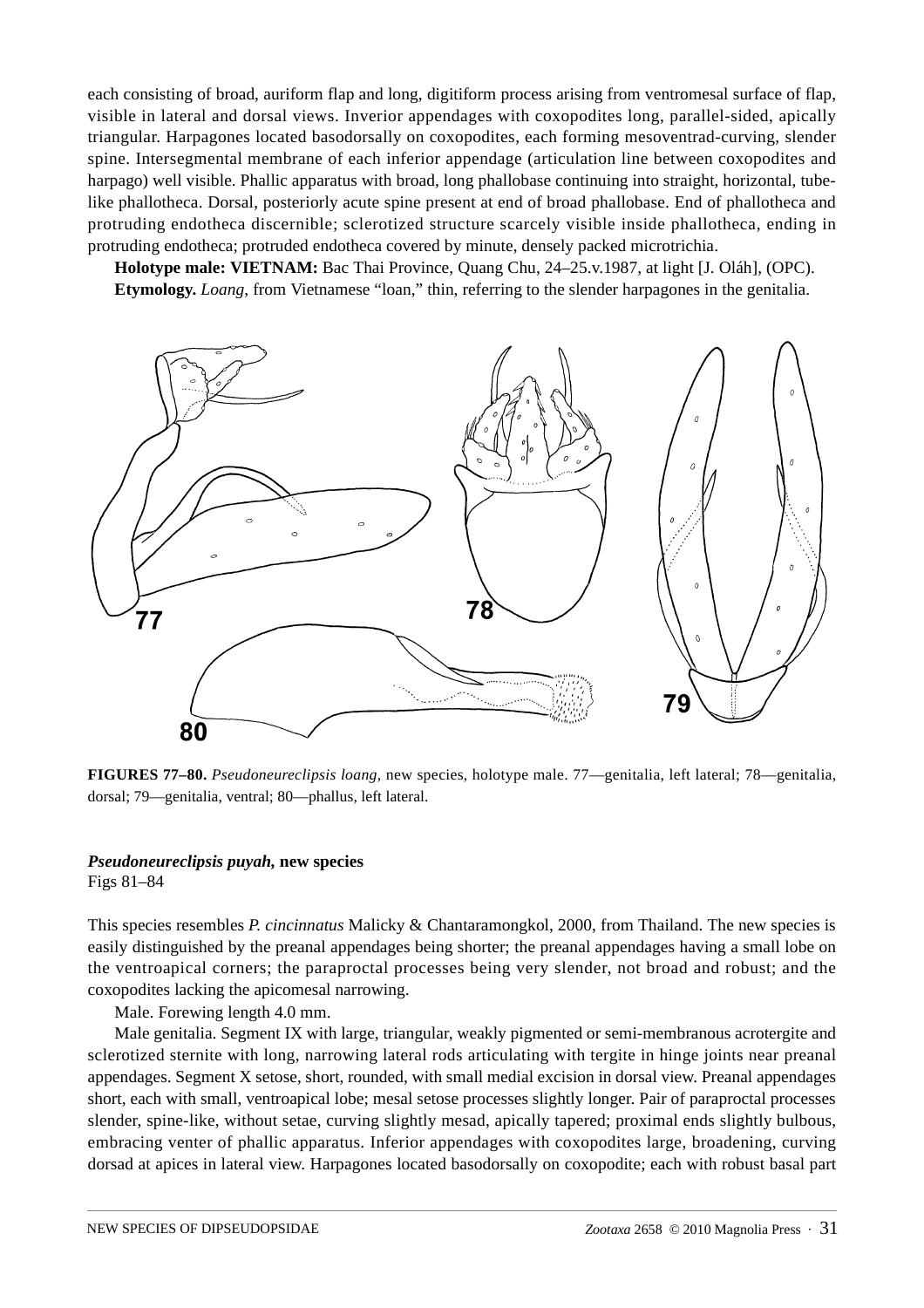each consisting of broad, auriform flap and long, digitiform process arising from ventromesal surface of flap, visible in lateral and dorsal views. Inverior appendages with coxopodites long, parallel-sided, apically triangular. Harpagones located basodorsally on coxopodites, each forming mesoventrad-curving, slender spine. Intersegmental membrane of each inferior appendage (articulation line between coxopodites and harpago) well visible. Phallic apparatus with broad, long phallobase continuing into straight, horizontal, tube-like phallotheca. Dorsal, posteriorly acute spine present at end of broad phallobase. End of phallotheca and protruding endotheca discernible; sclerotized structure scarcely visible inside phallotheca, ending in protruding endotheca; protruded endotheca covered by minute, densely packed microtrichia.

**Holotype male: VIETNAM:** Bac Thai Province, Quang Chu, 24–25.v.1987, at light [J. Oláh], (OPC).

**Etymology.** *Loang*, from Vietnamese "loan," thin, referring to the slender harpagones in the genitalia.

**FIGURES 77–80.** *Pseudoneureclipsis loang*, new species, holotype male. 77—genitalia, left lateral; 78—genitalia, dorsal; 79—genitalia, ventral; 80—phallus, left lateral.

***Pseudoneureclipsis puyah*, new species**

Figs 81–84

This species resembles *P. cincinnatus* Malicky & Chantaramongkol, 2000, from Thailand. The new species is easily distinguished by the preanal appendages being shorter; the preanal appendages having a small lobe on the ventroapical corners; the paraproctal processes being very slender, not broad and robust; and the coxopodites lacking the apicomesal narrowing.

Male. Forewing length 4.0 mm.

Male genitalia. Segment IX with large, triangular, weakly pigmented or semi-membranous acrotergite and sclerotized sternite with long, narrowing lateral rods articulating with tergite in hinge joints near preanal appendages. Segment X setose, short, rounded, with small medial excision in dorsal view. Preanal appendages short, each with small, ventroapical lobe; mesal setose processes slightly longer. Pair of paraproctal processes slender, spine-like, without setae, curving slightly mesad, apically tapered; proximal ends slightly bulbous, embracing venter of phallic apparatus. Inferior appendages with coxopodites large, broadening, curving dorsad at apices in lateral view. Harpagones located basodorsally on coxopodite; each with robust basal part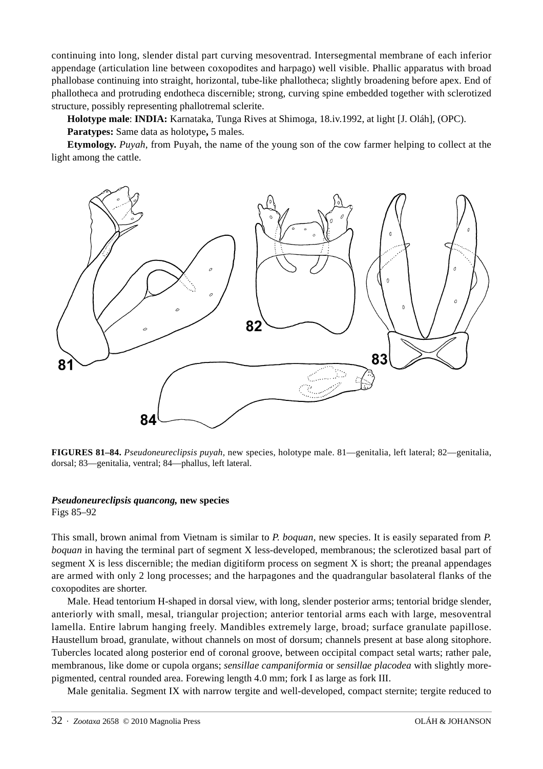continuing into long, slender distal part curving mesoventrad. Intersegmental membrane of each inferior appendage (articulation line between coxopodites and harpago) well visible. Phallic apparatus with broad phallobase continuing into straight, horizontal, tube-like phallotheca; slightly broadening before apex. End of phallotheca and protruding endotheca discernible; strong, curving spine embedded together with sclerotized structure, possibly representing phallotremal sclerite.

**Holotype male**: **INDIA:** Karnataka, Tunga Rives at Shimoga, 18.iv.1992, at light [J. Oláh], (OPC).

**Paratypes:** Same data as holotype**,** 5 males.

**Etymology.** *Puyah*, from Puyah, the name of the young son of the cow farmer helping to collect at the light among the cattle.

**FIGURES 81–84.** *Pseudoneureclipsis puyah*, new species, holotype male. 81—genitalia, left lateral; 82—genitalia, dorsal; 83—genitalia, ventral; 84—phallus, left lateral.

***Pseudoneureclipsis quancong*, new species**
Figs 85–92

This small, brown animal from Vietnam is similar to *P. boquan*, new species. It is easily separated from *P. boquan* in having the terminal part of segment X less-developed, membranous; the sclerotized basal part of segment X is less discernible; the median digitiform process on segment X is short; the preanal appendages are armed with only 2 long processes; and the harpagones and the quadrangular basolateral flanks of the coxopodites are shorter.

Male. Head tentorium H-shaped in dorsal view, with long, slender posterior arms; tentorial bridge slender, anteriorly with small, mesal, triangular projection; anterior tentorial arms each with large, mesoventral lamella. Entire labrum hanging freely. Mandibles extremely large, broad; surface granulate papillose. Haustellum broad, granulate, without channels on most of dorsum; channels present at base along sitophore. Tubercles located along posterior end of coronal groove, between occipital compact setal warts; rather pale, membranous, like dome or cupola organs; *sensillae campaniformia* or *sensillae placodea* with slightly more-pigmented, central rounded area. Forewing length 4.0 mm; fork I as large as fork III.

Male genitalia. Segment IX with narrow tergite and well-developed, compact sternite; tergite reduced to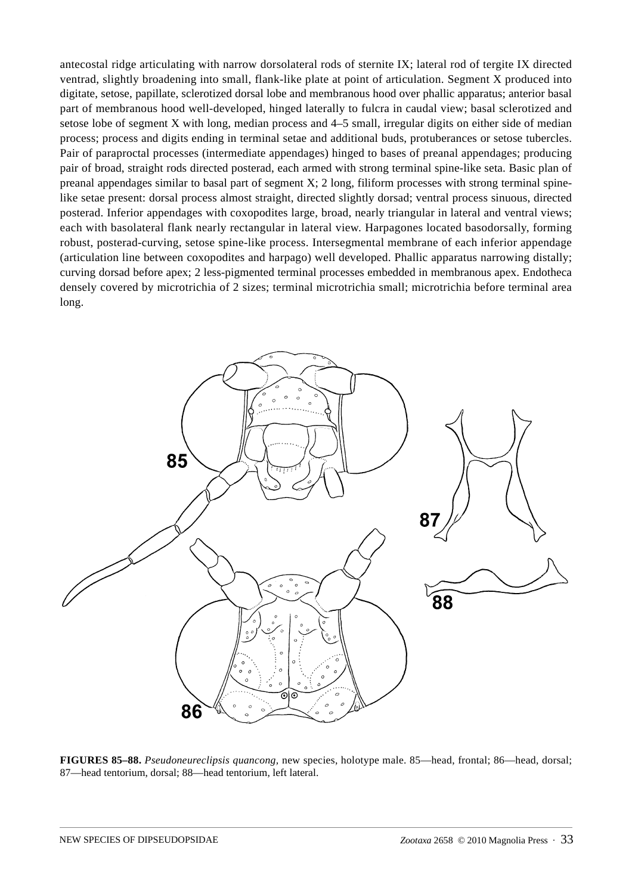antecostal ridge articulating with narrow dorsolateral rods of sternite IX; lateral rod of tergite IX directed ventrad, slightly broadening into small, flank-like plate at point of articulation. Segment X produced into digitate, setose, papillate, sclerotized dorsal lobe and membranous hood over phallic apparatus; anterior basal part of membranous hood well-developed, hinged laterally to fulcra in caudal view; basal sclerotized and setose lobe of segment X with long, median process and 4–5 small, irregular digits on either side of median process; process and digits ending in terminal setae and additional buds, protuberances or setose tubercles. Pair of paraproctal processes (intermediate appendages) hinged to bases of preanal appendages; producing pair of broad, straight rods directed posterad, each armed with strong terminal spine-like seta. Basic plan of preanal appendages similar to basal part of segment X; 2 long, filiform processes with strong terminal spine-like setae present: dorsal process almost straight, directed slightly dorsad; ventral process sinuous, directed posterad. Inferior appendages with coxopodites large, broad, nearly triangular in lateral and ventral views; each with basolateral flank nearly rectangular in lateral view. Harpagones located basodorsally, forming robust, posterad-curving, setose spine-like process. Intersegmental membrane of each inferior appendage (articulation line between coxopodites and harpago) well developed. Phallic apparatus narrowing distally; curving dorsad before apex; 2 less-pigmented terminal processes embedded in membranous apex. Endotheca densely covered by microtrichia of 2 sizes; terminal microtrichia small; microtrichia before terminal area long.

**FIGURES 85–88.** *Pseudoneureclipsis quancong*, new species, holotype male. 85—head, frontal; 86—head, dorsal; 87—head tentorium, dorsal; 88—head tentorium, left lateral.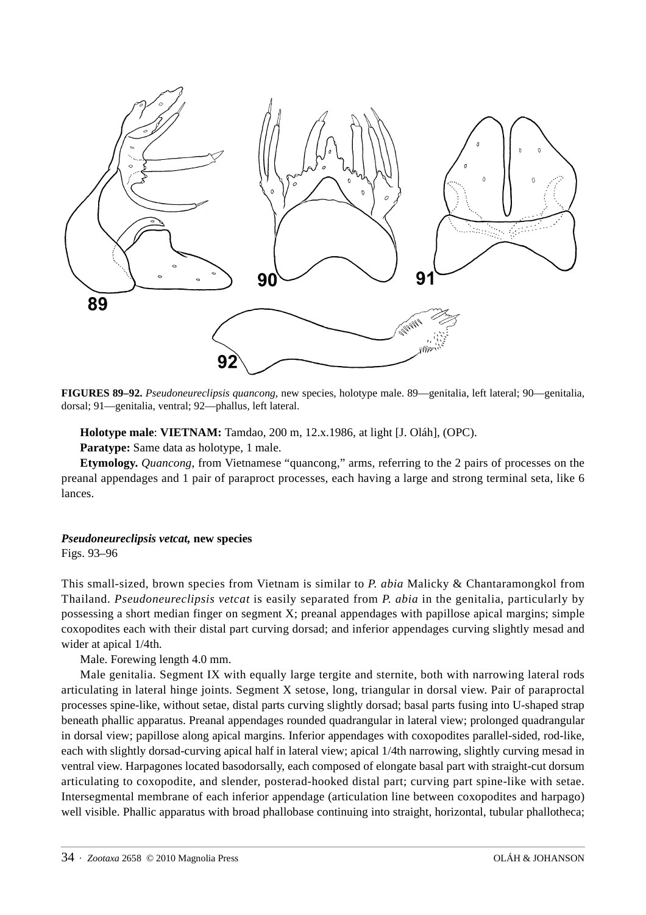**FIGURES 89–92.** *Pseudoneureclipsis quancong*, new species, holotype male. 89—genitalia, left lateral; 90—genitalia, dorsal; 91—genitalia, ventral; 92—phallus, left lateral.

**Holotype male**: **VIETNAM:** Tamdao, 200 m, 12.x.1986, at light [J. Oláh], (OPC).

**Paratype:** Same data as holotype, 1 male.

**Etymology.** *Quancong*, from Vietnamese "quancong," arms, referring to the 2 pairs of processes on the preanal appendages and 1 pair of paraproct processes, each having a large and strong terminal seta, like 6 lances.

***Pseudoneureclipsis vetcat*, new species**

Figs. 93–96

This small-sized, brown species from Vietnam is similar to *P. abia* Malicky & Chantaramongkol from Thailand. *Pseudoneureclipsis vetcat* is easily separated from *P. abia* in the genitalia, particularly by possessing a short median finger on segment X; preanal appendages with papillose apical margins; simple coxopodites each with their distal part curving dorsad; and inferior appendages curving slightly mesad and wider at apical 1/4th.

Male. Forewing length 4.0 mm.

Male genitalia. Segment IX with equally large tergite and sternite, both with narrowing lateral rods articulating in lateral hinge joints. Segment X setose, long, triangular in dorsal view. Pair of paraproctal processes spine-like, without setae, distal parts curving slightly dorsad; basal parts fusing into U-shaped strap beneath phallic apparatus. Preanal appendages rounded quadrangular in lateral view; prolonged quadrangular in dorsal view; papillose along apical margins. Inferior appendages with coxopodites parallel-sided, rod-like, each with slightly dorsad-curving apical half in lateral view; apical 1/4th narrowing, slightly curving mesad in ventral view. Harpagones located basodorsally, each composed of elongate basal part with straight-cut dorsum articulating to coxopodite, and slender, posterad-hooked distal part; curving part spine-like with setae. Intersegmental membrane of each inferior appendage (articulation line between coxopodites and harpago) well visible. Phallic apparatus with broad phallobase continuing into straight, horizontal, tubular phallotheca;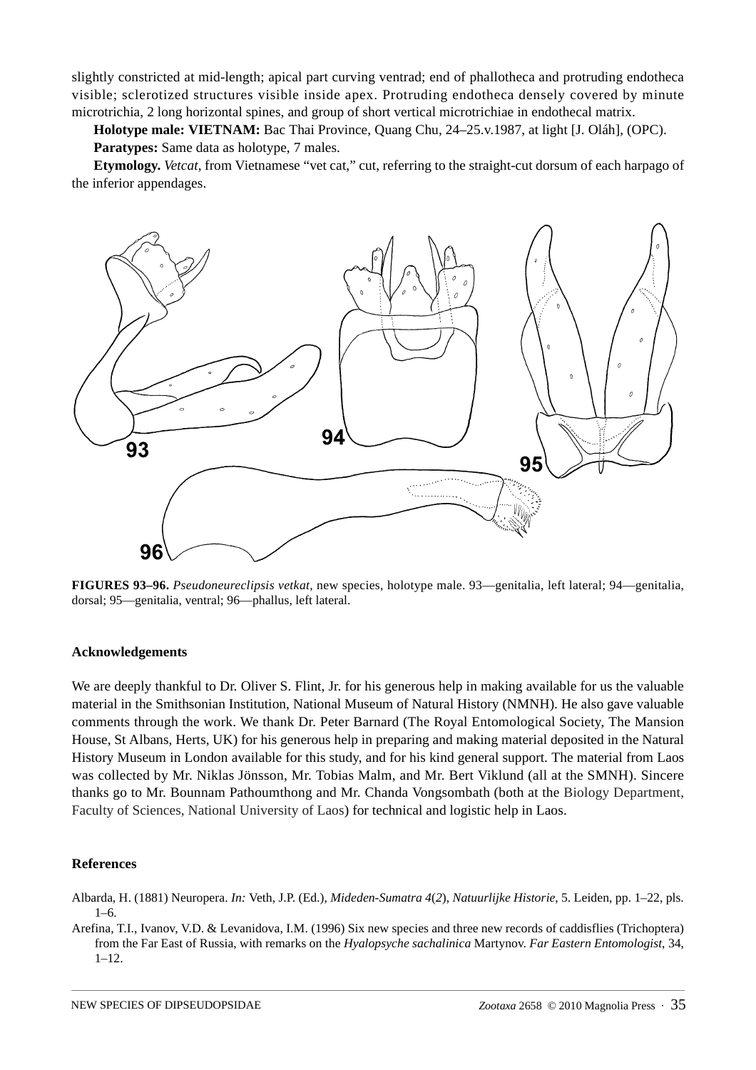slightly constricted at mid-length; apical part curving ventrad; end of phallotheca and protruding endotheca visible; sclerotized structures visible inside apex. Protruding endotheca densely covered by minute microtrichia, 2 long horizontal spines, and group of short vertical microtrichiae in endothecal matrix.

**Holotype male: VIETNAM:** Bac Thai Province, Quang Chu, 24–25.v.1987, at light [J. Oláh], (OPC).

**Paratypes:** Same data as holotype, 7 males.

**Etymology.** *Vetcat*, from Vietnamese "vet cat," cut, referring to the straight-cut dorsum of each harpago of the inferior appendages.

**FIGURES 93–96.** *Pseudoneureclipsis vetkat*, new species, holotype male. 93—genitalia, left lateral; 94—genitalia, dorsal; 95—genitalia, ventral; 96—phallus, left lateral.

## Acknowledgements

We are deeply thankful to Dr. Oliver S. Flint, Jr. for his generous help in making available for us the valuable material in the Smithsonian Institution, National Museum of Natural History (NMNH). He also gave valuable comments through the work. We thank Dr. Peter Barnard (The Royal Entomological Society, The Mansion House, St Albans, Herts, UK) for his generous help in preparing and making material deposited in the Natural History Museum in London available for this study, and for his kind general support. The material from Laos was collected by Mr. Niklas Jönsson, Mr. Tobias Malm, and Mr. Bert Viklund (all at the SMNH). Sincere thanks go to Mr. Bounnam Pathoumthong and Mr. Chanda Vongsombath (both at the Biology Department, Faculty of Sciences, National University of Laos) for technical and logistic help in Laos.

## References

Albarda, H. (1881) Neuropera. *In:* Veth, J.P. (Ed.), *Mideden-Sumatra 4*(*2*), *Natuurlijke Historie*, 5. Leiden, pp. 1–22, pls. 1–6.

Arefina, T.I., Ivanov, V.D. & Levanidova, I.M. (1996) Six new species and three new records of caddisflies (Trichoptera) from the Far East of Russia, with remarks on the *Hyalopsyche sachalinica* Martynov. *Far Eastern Entomologist*, 34, 1–12.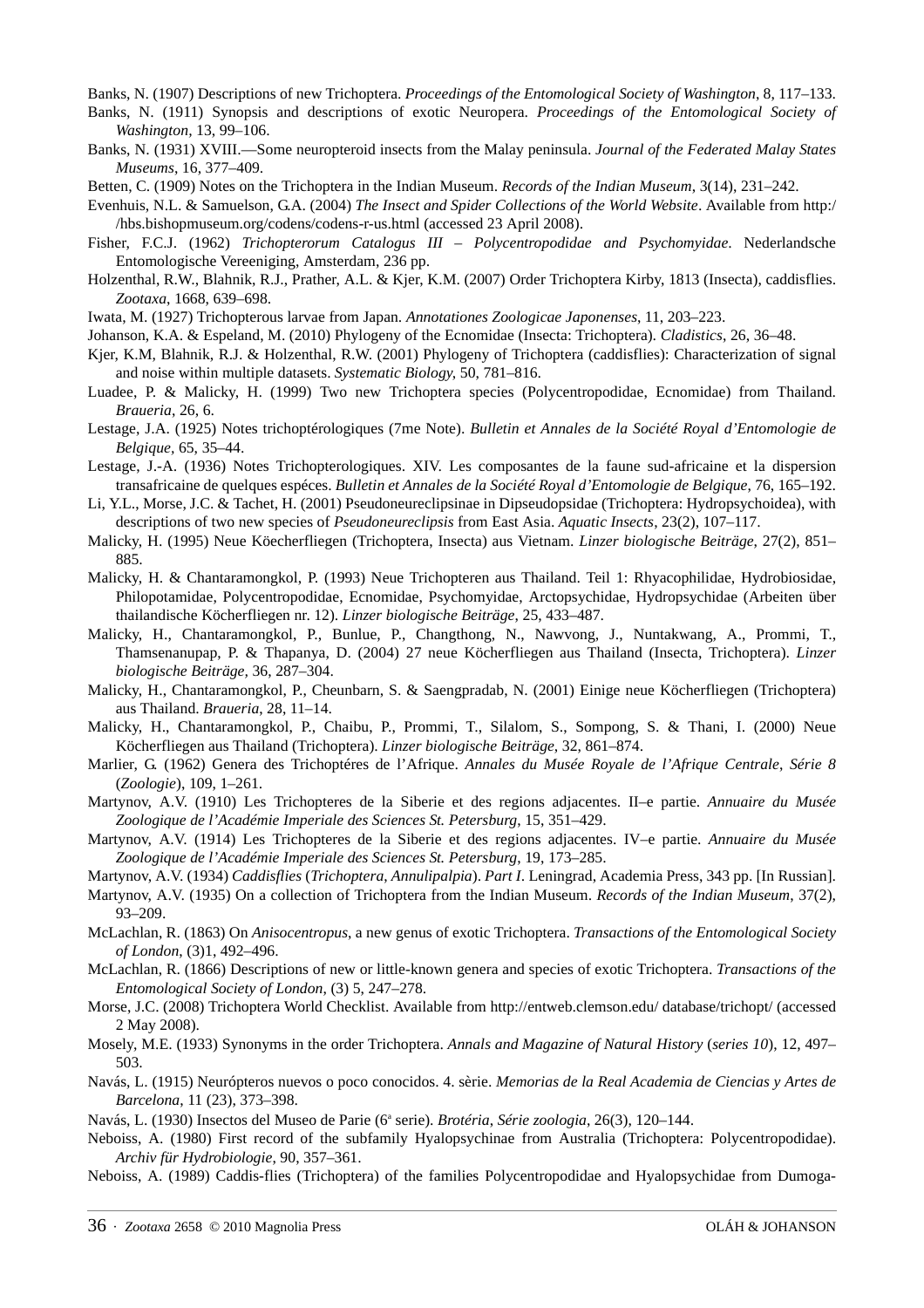Banks, N. (1907) Descriptions of new Trichoptera. *Proceedings of the Entomological Society of Washington*, 8, 117–133.

Banks, N. (1911) Synopsis and descriptions of exotic Neuropera. *Proceedings of the Entomological Society of Washington*, 13, 99–106.

Banks, N. (1931) XVIII.—Some neuropteroid insects from the Malay peninsula. *Journal of the Federated Malay States Museums*, 16, 377–409.

Betten, C. (1909) Notes on the Trichoptera in the Indian Museum. *Records of the Indian Museum*, 3(14), 231–242.

Evenhuis, N.L. & Samuelson, G.A. (2004) *The Insect and Spider Collections of the World Website*. Available from http://hbs.bishopmuseum.org/codens/codens-r-us.html (accessed 23 April 2008).

Fisher, F.C.J. (1962) *Trichopterorum Catalogus III – Polycentropodidae and Psychomyidae*. Nederlandsche Entomologische Vereeniging, Amsterdam, 236 pp.

Holzenthal, R.W., Blahnik, R.J., Prather, A.L. & Kjer, K.M. (2007) Order Trichoptera Kirby, 1813 (Insecta), caddisflies. *Zootaxa*, 1668, 639–698.

Iwata, M. (1927) Trichopterous larvae from Japan. *Annotationes Zoologicae Japonenses*, 11, 203–223.

Johanson, K.A. & Espeland, M. (2010) Phylogeny of the Ecnomidae (Insecta: Trichoptera). *Cladistics*, 26, 36–48.

Kjer, K.M, Blahnik, R.J. & Holzenthal, R.W. (2001) Phylogeny of Trichoptera (caddisflies): Characterization of signal and noise within multiple datasets. *Systematic Biology*, 50, 781–816.

Luadee, P. & Malicky, H. (1999) Two new Trichoptera species (Polycentropodidae, Ecnomidae) from Thailand. *Braueria*, 26, 6.

Lestage, J.A. (1925) Notes trichoptérologiques (7me Note). *Bulletin et Annales de la Société Royal d'Entomologie de Belgique*, 65, 35–44.

Lestage, J.-A. (1936) Notes Trichopterologiques. XIV. Les composantes de la faune sud-africaine et la dispersion transafricaine de quelques espéces. *Bulletin et Annales de la Société Royal d'Entomologie de Belgique*, 76, 165–192.

Li, Y.L., Morse, J.C. & Tachet, H. (2001) Pseudoneureclipsinae in Dipseudopsidae (Trichoptera: Hydropsychoidea), with descriptions of two new species of *Pseudoneureclipsis* from East Asia. *Aquatic Insects*, 23(2), 107–117.

Malicky, H. (1995) Neue Köecherfliegen (Trichoptera, Insecta) aus Vietnam. *Linzer biologische Beiträge*, 27(2), 851–885.

Malicky, H. & Chantaramongkol, P. (1993) Neue Trichopteren aus Thailand. Teil 1: Rhyacophilidae, Hydrobiosidae, Philopotamidae, Polycentropodidae, Ecnomidae, Psychomyidae, Arctopsychidae, Hydropsychidae (Arbeiten über thailandische Köcherfliegen nr. 12). *Linzer biologische Beiträge*, 25, 433–487.

Malicky, H., Chantaramongkol, P., Bunlue, P., Changthong, N., Nawvong, J., Nuntakwang, A., Prommi, T., Thamsenanupap, P. & Thapanya, D. (2004) 27 neue Köcherfliegen aus Thailand (Insecta, Trichoptera). *Linzer biologische Beiträge*, 36, 287–304.

Malicky, H., Chantaramongkol, P., Cheunbarn, S. & Saengpradab, N. (2001) Einige neue Köcherfliegen (Trichoptera) aus Thailand. *Braueria*, 28, 11–14.

Malicky, H., Chantaramongkol, P., Chaibu, P., Prommi, T., Silalom, S., Sompong, S. & Thani, I. (2000) Neue Köcherfliegen aus Thailand (Trichoptera). *Linzer biologische Beiträge*, 32, 861–874.

Marlier, G. (1962) Genera des Trichoptéres de l'Afrique. *Annales du Musée Royale de l'Afrique Centrale, Série 8* (*Zoologie*), 109, 1–261.

Martynov, A.V. (1910) Les Trichopteres de la Siberie et des regions adjacentes. II–e partie. *Annuaire du Musée Zoologique de l'Académie Imperiale des Sciences St. Petersburg*, 15, 351–429.

Martynov, A.V. (1914) Les Trichopteres de la Siberie et des regions adjacentes. IV–e partie. *Annuaire du Musée Zoologique de l'Académie Imperiale des Sciences St. Petersburg*, 19, 173–285.

Martynov, A.V. (1934) *Caddisflies* (*Trichoptera, Annulipalpia*). *Part I*. Leningrad, Academia Press, 343 pp. [In Russian].

Martynov, A.V. (1935) On a collection of Trichoptera from the Indian Museum. *Records of the Indian Museum*, 37(2), 93–209.

McLachlan, R. (1863) On *Anisocentropus*, a new genus of exotic Trichoptera. *Transactions of the Entomological Society of London*, (3)1, 492–496.

McLachlan, R. (1866) Descriptions of new or little-known genera and species of exotic Trichoptera. *Transactions of the Entomological Society of London*, (3) 5, 247–278.

Morse, J.C. (2008) Trichoptera World Checklist. Available from http://entweb.clemson.edu/ database/trichopt/ (accessed 2 May 2008).

Mosely, M.E. (1933) Synonyms in the order Trichoptera. *Annals and Magazine of Natural History* (*series 10*), 12, 497–503.

Navás, L. (1915) Neurópteros nuevos o poco conocidos. 4. sèrie. *Memorias de la Real Academia de Ciencias y Artes de Barcelona*, 11 (23), 373–398.

Navás, L. (1930) Insectos del Museo de Parie (6ª serie). *Brotéria, Série zoologia*, 26(3), 120–144.

Neboiss, A. (1980) First record of the subfamily Hyalopsychinae from Australia (Trichoptera: Polycentropodidae). *Archiv für Hydrobiologie*, 90, 357–361.

Neboiss, A. (1989) Caddis-flies (Trichoptera) of the families Polycentropodidae and Hyalopsychidae from Dumoga-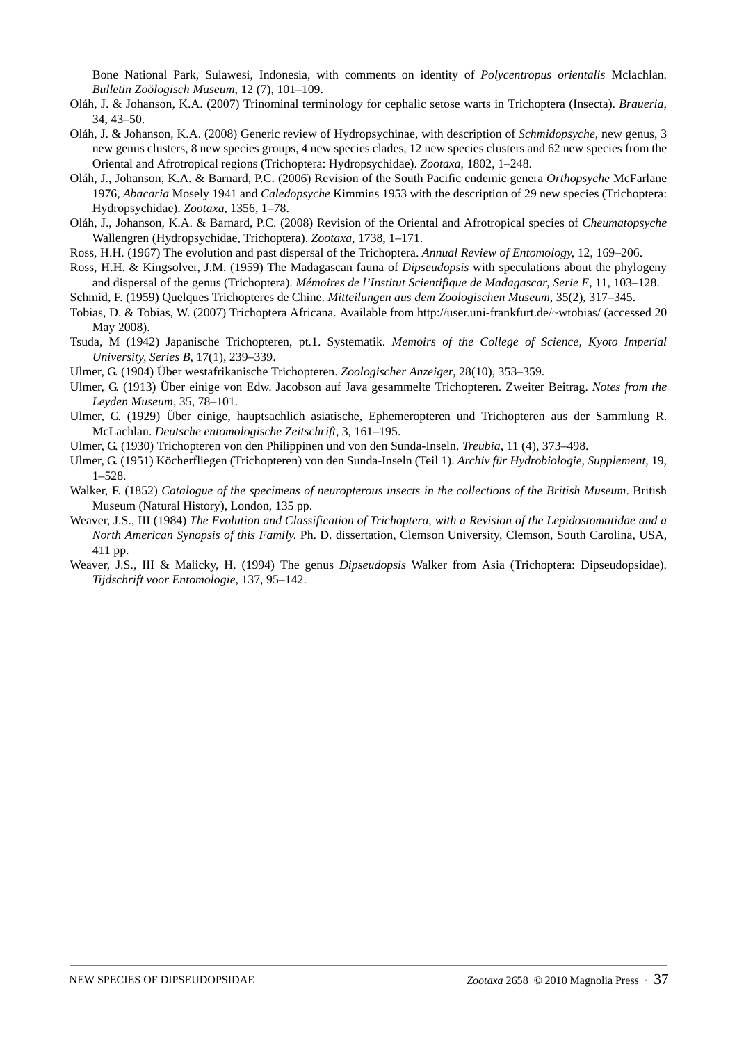Bone National Park, Sulawesi, Indonesia, with comments on identity of *Polycentropus orientalis* Mclachlan. *Bulletin Zoölogisch Museum*, 12 (7), 101–109.

Oláh, J. & Johanson, K.A. (2007) Trinominal terminology for cephalic setose warts in Trichoptera (Insecta). *Braueria*, 34, 43–50.

Oláh, J. & Johanson, K.A. (2008) Generic review of Hydropsychinae, with description of *Schmidopsyche*, new genus, 3 new genus clusters, 8 new species groups, 4 new species clades, 12 new species clusters and 62 new species from the Oriental and Afrotropical regions (Trichoptera: Hydropsychidae). *Zootaxa*, 1802, 1–248.

Oláh, J., Johanson, K.A. & Barnard, P.C. (2006) Revision of the South Pacific endemic genera *Orthopsyche* McFarlane 1976, *Abacaria* Mosely 1941 and *Caledopsyche* Kimmins 1953 with the description of 29 new species (Trichoptera: Hydropsychidae). *Zootaxa*, 1356, 1–78.

Oláh, J., Johanson, K.A. & Barnard, P.C. (2008) Revision of the Oriental and Afrotropical species of *Cheumatopsyche* Wallengren (Hydropsychidae, Trichoptera). *Zootaxa*, 1738, 1–171.

Ross, H.H. (1967) The evolution and past dispersal of the Trichoptera. *Annual Review of Entomology*, 12, 169–206.

Ross, H.H. & Kingsolver, J.M. (1959) The Madagascan fauna of *Dipseudopsis* with speculations about the phylogeny and dispersal of the genus (Trichoptera). *Mémoires de l'Institut Scientifique de Madagascar, Serie E*, 11, 103–128.

Schmid, F. (1959) Quelques Trichopteres de Chine. *Mitteilungen aus dem Zoologischen Museum*, 35(2), 317–345.

Tobias, D. & Tobias, W. (2007) Trichoptera Africana. Available from http://user.uni-frankfurt.de/~wtobias/ (accessed 20 May 2008).

Tsuda, M (1942) Japanische Trichopteren, pt.1. Systematik. *Memoirs of the College of Science, Kyoto Imperial University, Series B*, 17(1), 239–339.

Ulmer, G. (1904) Über westafrikanische Trichopteren. *Zoologischer Anzeiger*, 28(10), 353–359.

Ulmer, G. (1913) Über einige von Edw. Jacobson auf Java gesammelte Trichopteren. Zweiter Beitrag. *Notes from the Leyden Museum*, 35, 78–101.

Ulmer, G. (1929) Über einige, hauptsachlich asiatische, Ephemeropteren und Trichopteren aus der Sammlung R. McLachlan. *Deutsche entomologische Zeitschrift*, 3, 161–195.

Ulmer, G. (1930) Trichopteren von den Philippinen und von den Sunda-Inseln. *Treubia*, 11 (4), 373–498.

Ulmer, G. (1951) Köcherfliegen (Trichopteren) von den Sunda-Inseln (Teil 1). *Archiv für Hydrobiologie, Supplement*, 19, 1–528.

Walker, F. (1852) *Catalogue of the specimens of neuropterous insects in the collections of the British Museum*. British Museum (Natural History), London, 135 pp.

Weaver, J.S., III (1984) *The Evolution and Classification of Trichoptera, with a Revision of the Lepidostomatidae and a North American Synopsis of this Family.* Ph. D. dissertation, Clemson University, Clemson, South Carolina, USA, 411 pp.

Weaver, J.S., III & Malicky, H. (1994) The genus *Dipseudopsis* Walker from Asia (Trichoptera: Dipseudopsidae). *Tijdschrift voor Entomologie*, 137, 95–142.